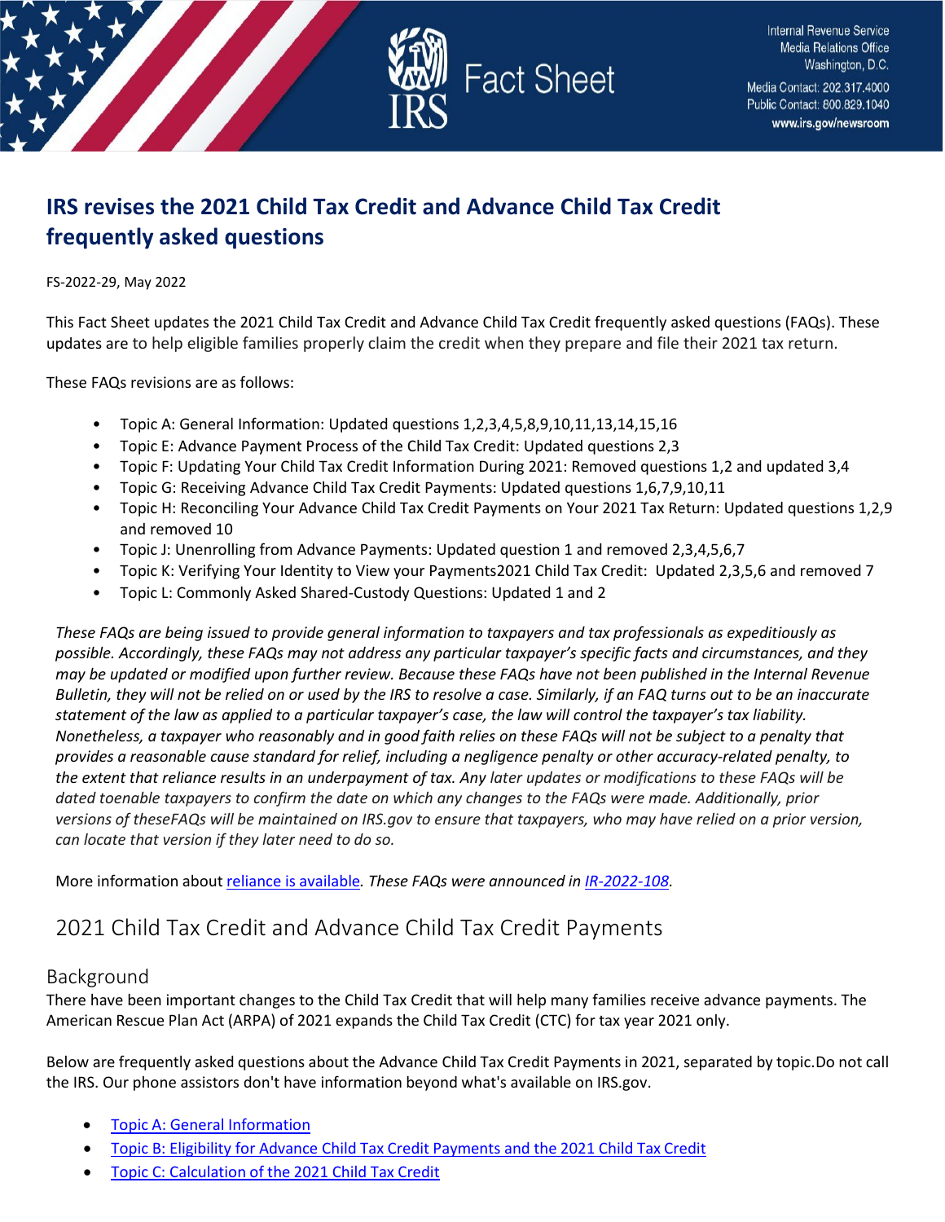Internal Revenue Service
Media Relations Office
Washington, D.C.

Media Contact: 202.317.4000
Public Contact: 800.829.1040
www.irs.gov/newsroom

# Fact Sheet

## IRS revises the 2021 Child Tax Credit and Advance Child Tax Credit frequently asked questions

FS-2022-29, May 2022

This Fact Sheet updates the 2021 Child Tax Credit and Advance Child Tax Credit frequently asked questions (FAQs). These updates are to help eligible families properly claim the credit when they prepare and file their 2021 tax return.

These FAQs revisions are as follows:

- Topic A: General Information: Updated questions 1,2,3,4,5,8,9,10,11,13,14,15,16
- Topic E: Advance Payment Process of the Child Tax Credit: Updated questions 2,3
- Topic F: Updating Your Child Tax Credit Information During 2021: Removed questions 1,2 and updated 3,4
- Topic G: Receiving Advance Child Tax Credit Payments: Updated questions 1,6,7,9,10,11
- Topic H: Reconciling Your Advance Child Tax Credit Payments on Your 2021 Tax Return: Updated questions 1,2,9 and removed 10
- Topic J: Unenrolling from Advance Payments: Updated question 1 and removed 2,3,4,5,6,7
- Topic K: Verifying Your Identity to View your Payments2021 Child Tax Credit: Updated 2,3,5,6 and removed 7
- Topic L: Commonly Asked Shared-Custody Questions: Updated 1 and 2

*These FAQs are being issued to provide general information to taxpayers and tax professionals as expeditiously as possible. Accordingly, these FAQs may not address any particular taxpayer's specific facts and circumstances, and they may be updated or modified upon further review. Because these FAQs have not been published in the Internal Revenue Bulletin, they will not be relied on or used by the IRS to resolve a case. Similarly, if an FAQ turns out to be an inaccurate statement of the law as applied to a particular taxpayer's case, the law will control the taxpayer's tax liability. Nonetheless, a taxpayer who reasonably and in good faith relies on these FAQs will not be subject to a penalty that provides a reasonable cause standard for relief, including a negligence penalty or other accuracy-related penalty, to the extent that reliance results in an underpayment of tax. Any later updates or modifications to these FAQs will be dated toenable taxpayers to confirm the date on which any changes to the FAQs were made. Additionally, prior versions of theseFAQs will be maintained on IRS.gov to ensure that taxpayers, who may have relied on a prior version, can locate that version if they later need to do so.*

More information about reliance is available. *These FAQs were announced in IR-2022-108.*

## 2021 Child Tax Credit and Advance Child Tax Credit Payments

### Background

There have been important changes to the Child Tax Credit that will help many families receive advance payments. The American Rescue Plan Act (ARPA) of 2021 expands the Child Tax Credit (CTC) for tax year 2021 only.

Below are frequently asked questions about the Advance Child Tax Credit Payments in 2021, separated by topic.Do not call the IRS. Our phone assistors don't have information beyond what's available on IRS.gov.

- Topic A: General Information
- Topic B: Eligibility for Advance Child Tax Credit Payments and the 2021 Child Tax Credit
- Topic C: Calculation of the 2021 Child Tax Credit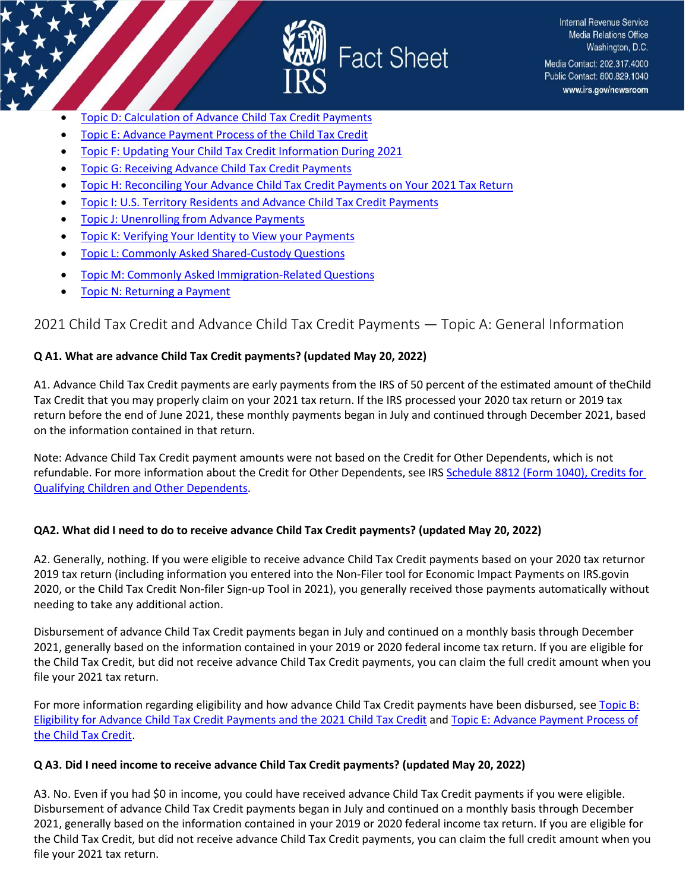- Topic D: Calculation of Advance Child Tax Credit Payments
- Topic E: Advance Payment Process of the Child Tax Credit
- Topic F: Updating Your Child Tax Credit Information During 2021
- Topic G: Receiving Advance Child Tax Credit Payments
- Topic H: Reconciling Your Advance Child Tax Credit Payments on Your 2021 Tax Return
- Topic I: U.S. Territory Residents and Advance Child Tax Credit Payments
- Topic J: Unenrolling from Advance Payments
- Topic K: Verifying Your Identity to View your Payments
- Topic L: Commonly Asked Shared-Custody Questions
- Topic M: Commonly Asked Immigration-Related Questions
- Topic N: Returning a Payment

## 2021 Child Tax Credit and Advance Child Tax Credit Payments — Topic A: General Information

**Q A1. What are advance Child Tax Credit payments? (updated May 20, 2022)**

A1. Advance Child Tax Credit payments are early payments from the IRS of 50 percent of the estimated amount of theChild Tax Credit that you may properly claim on your 2021 tax return. If the IRS processed your 2020 tax return or 2019 tax return before the end of June 2021, these monthly payments began in July and continued through December 2021, based on the information contained in that return.

Note: Advance Child Tax Credit payment amounts were not based on the Credit for Other Dependents, which is not refundable. For more information about the Credit for Other Dependents, see IRS Schedule 8812 (Form 1040), Credits for Qualifying Children and Other Dependents.

**QA2. What did I need to do to receive advance Child Tax Credit payments? (updated May 20, 2022)**

A2. Generally, nothing. If you were eligible to receive advance Child Tax Credit payments based on your 2020 tax returnor 2019 tax return (including information you entered into the Non-Filer tool for Economic Impact Payments on IRS.govin 2020, or the Child Tax Credit Non-filer Sign-up Tool in 2021), you generally received those payments automatically without needing to take any additional action.

Disbursement of advance Child Tax Credit payments began in July and continued on a monthly basis through December 2021, generally based on the information contained in your 2019 or 2020 federal income tax return. If you are eligible for the Child Tax Credit, but did not receive advance Child Tax Credit payments, you can claim the full credit amount when you file your 2021 tax return.

For more information regarding eligibility and how advance Child Tax Credit payments have been disbursed, see Topic B: Eligibility for Advance Child Tax Credit Payments and the 2021 Child Tax Credit and Topic E: Advance Payment Process of the Child Tax Credit.

**Q A3. Did I need income to receive advance Child Tax Credit payments? (updated May 20, 2022)**

A3. No. Even if you had $0 in income, you could have received advance Child Tax Credit payments if you were eligible. Disbursement of advance Child Tax Credit payments began in July and continued on a monthly basis through December 2021, generally based on the information contained in your 2019 or 2020 federal income tax return. If you are eligible for the Child Tax Credit, but did not receive advance Child Tax Credit payments, you can claim the full credit amount when you file your 2021 tax return.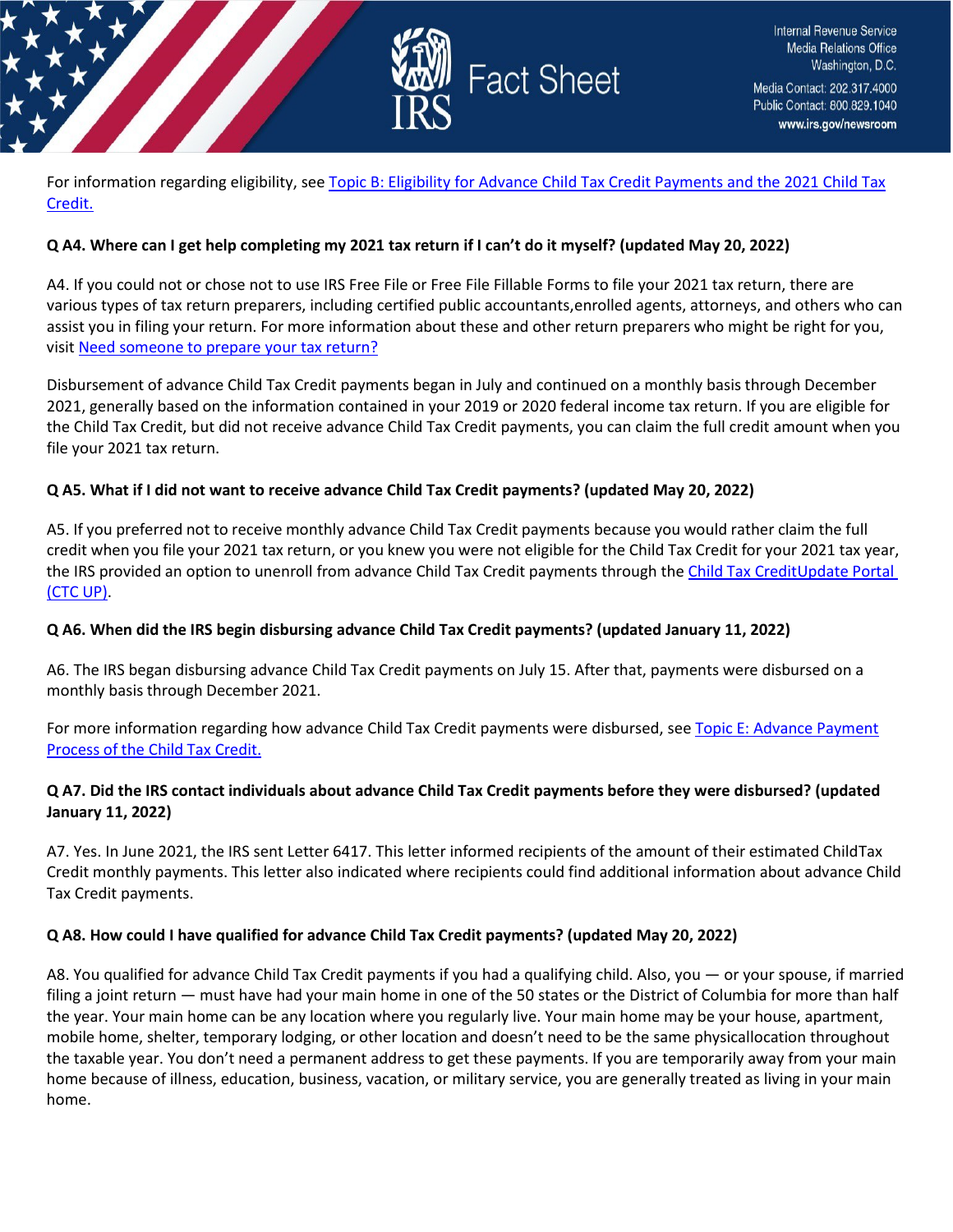For information regarding eligibility, see [Topic B: Eligibility for Advance Child Tax Credit Payments and the 2021 Child Tax Credit.](#)

**Q A4. Where can I get help completing my 2021 tax return if I can't do it myself? (updated May 20, 2022)**

A4. If you could not or chose not to use IRS Free File or Free File Fillable Forms to file your 2021 tax return, there are various types of tax return preparers, including certified public accountants,enrolled agents, attorneys, and others who can assist you in filing your return. For more information about these and other return preparers who might be right for you, visit [Need someone to prepare your tax return?](#)

Disbursement of advance Child Tax Credit payments began in July and continued on a monthly basis through December 2021, generally based on the information contained in your 2019 or 2020 federal income tax return. If you are eligible for the Child Tax Credit, but did not receive advance Child Tax Credit payments, you can claim the full credit amount when you file your 2021 tax return.

**Q A5. What if I did not want to receive advance Child Tax Credit payments? (updated May 20, 2022)**

A5. If you preferred not to receive monthly advance Child Tax Credit payments because you would rather claim the full credit when you file your 2021 tax return, or you knew you were not eligible for the Child Tax Credit for your 2021 tax year, the IRS provided an option to unenroll from advance Child Tax Credit payments through the [Child Tax CreditUpdate Portal (CTC UP)](#).

**Q A6. When did the IRS begin disbursing advance Child Tax Credit payments? (updated January 11, 2022)**

A6. The IRS began disbursing advance Child Tax Credit payments on July 15. After that, payments were disbursed on a monthly basis through December 2021.

For more information regarding how advance Child Tax Credit payments were disbursed, see [Topic E: Advance Payment Process of the Child Tax Credit.](#)

**Q A7. Did the IRS contact individuals about advance Child Tax Credit payments before they were disbursed? (updated January 11, 2022)**

A7. Yes. In June 2021, the IRS sent Letter 6417. This letter informed recipients of the amount of their estimated ChildTax Credit monthly payments. This letter also indicated where recipients could find additional information about advance Child Tax Credit payments.

**Q A8. How could I have qualified for advance Child Tax Credit payments? (updated May 20, 2022)**

A8. You qualified for advance Child Tax Credit payments if you had a qualifying child. Also, you — or your spouse, if married filing a joint return — must have had your main home in one of the 50 states or the District of Columbia for more than half the year. Your main home can be any location where you regularly live. Your main home may be your house, apartment, mobile home, shelter, temporary lodging, or other location and doesn't need to be the same physicallocation throughout the taxable year. You don't need a permanent address to get these payments. If you are temporarily away from your main home because of illness, education, business, vacation, or military service, you are generally treated as living in your main home.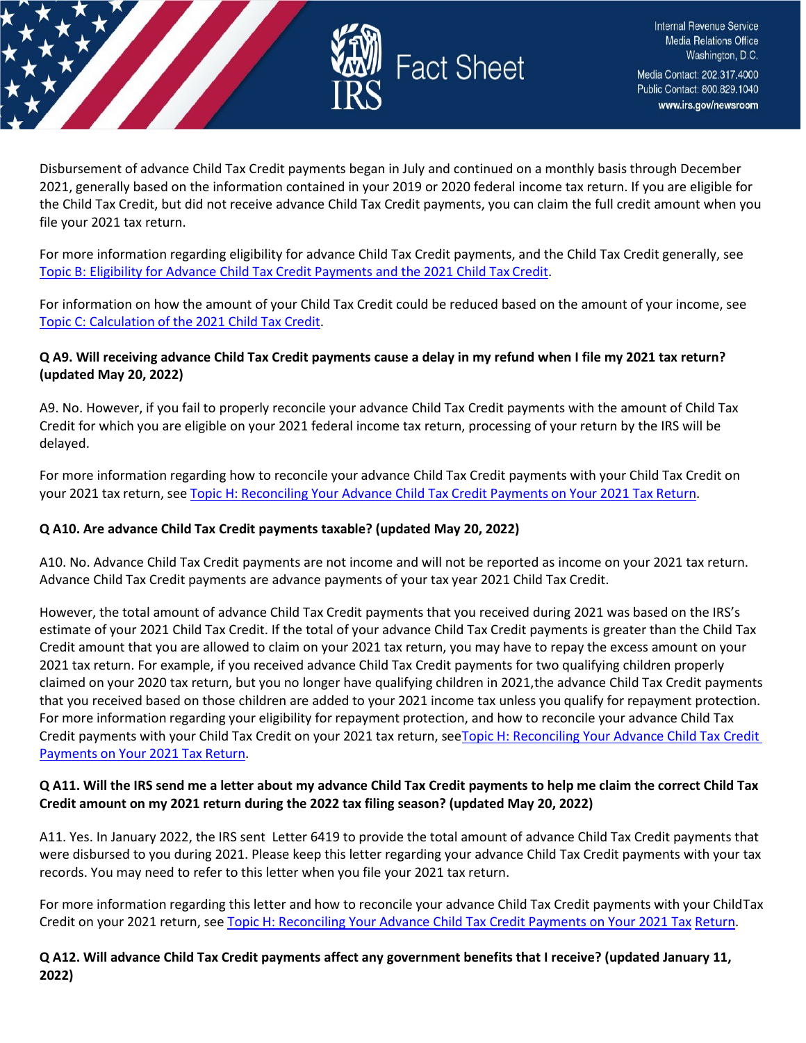Disbursement of advance Child Tax Credit payments began in July and continued on a monthly basis through December 2021, generally based on the information contained in your 2019 or 2020 federal income tax return. If you are eligible for the Child Tax Credit, but did not receive advance Child Tax Credit payments, you can claim the full credit amount when you file your 2021 tax return.

For more information regarding eligibility for advance Child Tax Credit payments, and the Child Tax Credit generally, see Topic B: Eligibility for Advance Child Tax Credit Payments and the 2021 Child Tax Credit.

For information on how the amount of your Child Tax Credit could be reduced based on the amount of your income, see Topic C: Calculation of the 2021 Child Tax Credit.

**Q A9. Will receiving advance Child Tax Credit payments cause a delay in my refund when I file my 2021 tax return? (updated May 20, 2022)**

A9. No. However, if you fail to properly reconcile your advance Child Tax Credit payments with the amount of Child Tax Credit for which you are eligible on your 2021 federal income tax return, processing of your return by the IRS will be delayed.

For more information regarding how to reconcile your advance Child Tax Credit payments with your Child Tax Credit on your 2021 tax return, see Topic H: Reconciling Your Advance Child Tax Credit Payments on Your 2021 Tax Return.

**Q A10. Are advance Child Tax Credit payments taxable? (updated May 20, 2022)**

A10. No. Advance Child Tax Credit payments are not income and will not be reported as income on your 2021 tax return. Advance Child Tax Credit payments are advance payments of your tax year 2021 Child Tax Credit.

However, the total amount of advance Child Tax Credit payments that you received during 2021 was based on the IRS's estimate of your 2021 Child Tax Credit. If the total of your advance Child Tax Credit payments is greater than the Child Tax Credit amount that you are allowed to claim on your 2021 tax return, you may have to repay the excess amount on your 2021 tax return. For example, if you received advance Child Tax Credit payments for two qualifying children properly claimed on your 2020 tax return, but you no longer have qualifying children in 2021,the advance Child Tax Credit payments that you received based on those children are added to your 2021 income tax unless you qualify for repayment protection. For more information regarding your eligibility for repayment protection, and how to reconcile your advance Child Tax Credit payments with your Child Tax Credit on your 2021 tax return, seeTopic H: Reconciling Your Advance Child Tax Credit Payments on Your 2021 Tax Return.

**Q A11. Will the IRS send me a letter about my advance Child Tax Credit payments to help me claim the correct Child Tax Credit amount on my 2021 return during the 2022 tax filing season? (updated May 20, 2022)**

A11. Yes. In January 2022, the IRS sent Letter 6419 to provide the total amount of advance Child Tax Credit payments that were disbursed to you during 2021. Please keep this letter regarding your advance Child Tax Credit payments with your tax records. You may need to refer to this letter when you file your 2021 tax return.

For more information regarding this letter and how to reconcile your advance Child Tax Credit payments with your ChildTax Credit on your 2021 return, see Topic H: Reconciling Your Advance Child Tax Credit Payments on Your 2021 Tax Return.

**Q A12. Will advance Child Tax Credit payments affect any government benefits that I receive? (updated January 11, 2022)**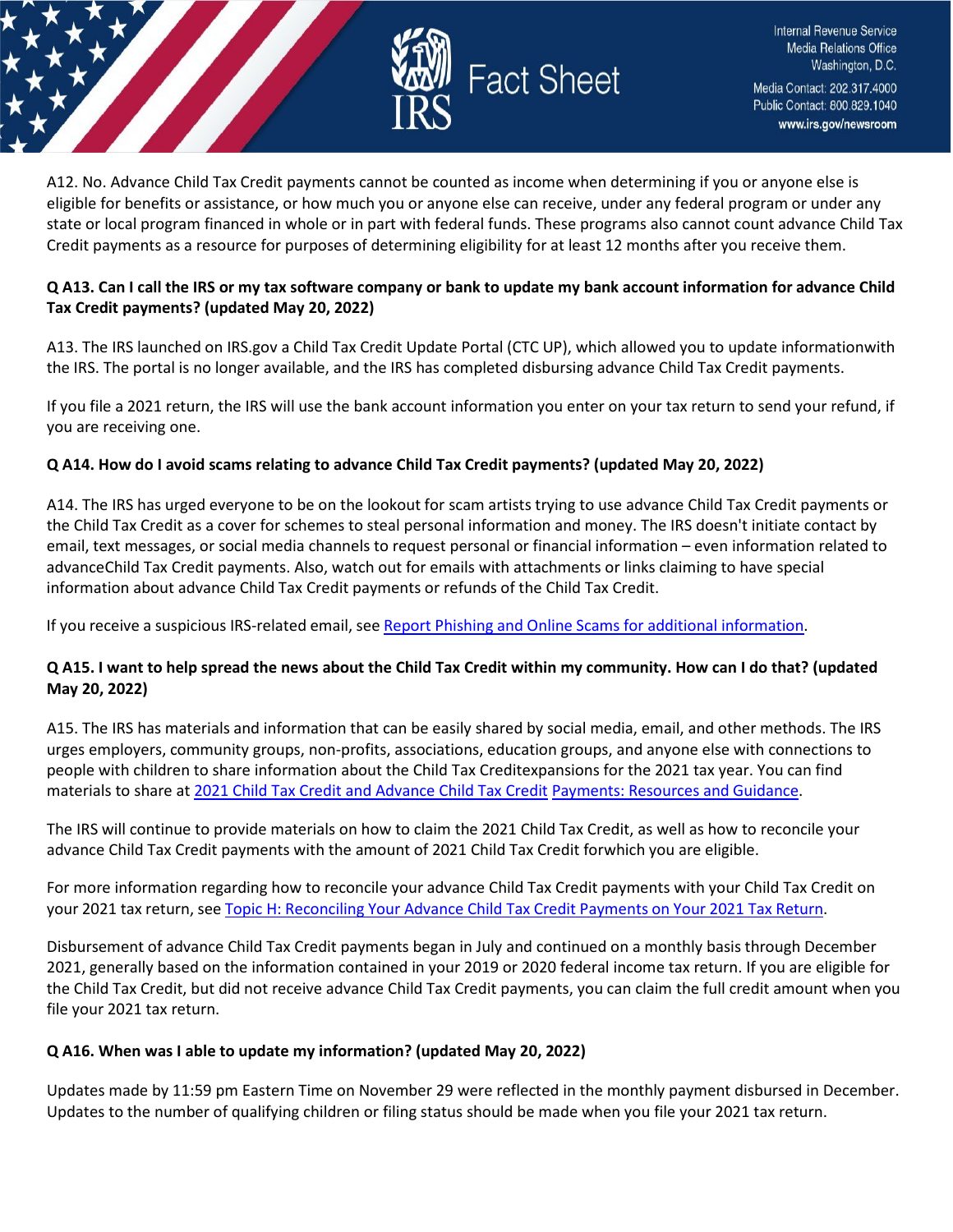A12. No. Advance Child Tax Credit payments cannot be counted as income when determining if you or anyone else is eligible for benefits or assistance, or how much you or anyone else can receive, under any federal program or under any state or local program financed in whole or in part with federal funds. These programs also cannot count advance Child Tax Credit payments as a resource for purposes of determining eligibility for at least 12 months after you receive them.

**Q A13. Can I call the IRS or my tax software company or bank to update my bank account information for advance Child Tax Credit payments? (updated May 20, 2022)**

A13. The IRS launched on IRS.gov a Child Tax Credit Update Portal (CTC UP), which allowed you to update informationwith the IRS. The portal is no longer available, and the IRS has completed disbursing advance Child Tax Credit payments.

If you file a 2021 return, the IRS will use the bank account information you enter on your tax return to send your refund, if you are receiving one.

**Q A14. How do I avoid scams relating to advance Child Tax Credit payments? (updated May 20, 2022)**

A14. The IRS has urged everyone to be on the lookout for scam artists trying to use advance Child Tax Credit payments or the Child Tax Credit as a cover for schemes to steal personal information and money. The IRS doesn't initiate contact by email, text messages, or social media channels to request personal or financial information – even information related to advanceChild Tax Credit payments. Also, watch out for emails with attachments or links claiming to have special information about advance Child Tax Credit payments or refunds of the Child Tax Credit.

If you receive a suspicious IRS-related email, see Report Phishing and Online Scams for additional information.

**Q A15. I want to help spread the news about the Child Tax Credit within my community. How can I do that? (updated May 20, 2022)**

A15. The IRS has materials and information that can be easily shared by social media, email, and other methods. The IRS urges employers, community groups, non-profits, associations, education groups, and anyone else with connections to people with children to share information about the Child Tax Creditexpansions for the 2021 tax year. You can find materials to share at 2021 Child Tax Credit and Advance Child Tax Credit Payments: Resources and Guidance.

The IRS will continue to provide materials on how to claim the 2021 Child Tax Credit, as well as how to reconcile your advance Child Tax Credit payments with the amount of 2021 Child Tax Credit forwhich you are eligible.

For more information regarding how to reconcile your advance Child Tax Credit payments with your Child Tax Credit on your 2021 tax return, see Topic H: Reconciling Your Advance Child Tax Credit Payments on Your 2021 Tax Return.

Disbursement of advance Child Tax Credit payments began in July and continued on a monthly basis through December 2021, generally based on the information contained in your 2019 or 2020 federal income tax return. If you are eligible for the Child Tax Credit, but did not receive advance Child Tax Credit payments, you can claim the full credit amount when you file your 2021 tax return.

**Q A16. When was I able to update my information? (updated May 20, 2022)**

Updates made by 11:59 pm Eastern Time on November 29 were reflected in the monthly payment disbursed in December. Updates to the number of qualifying children or filing status should be made when you file your 2021 tax return.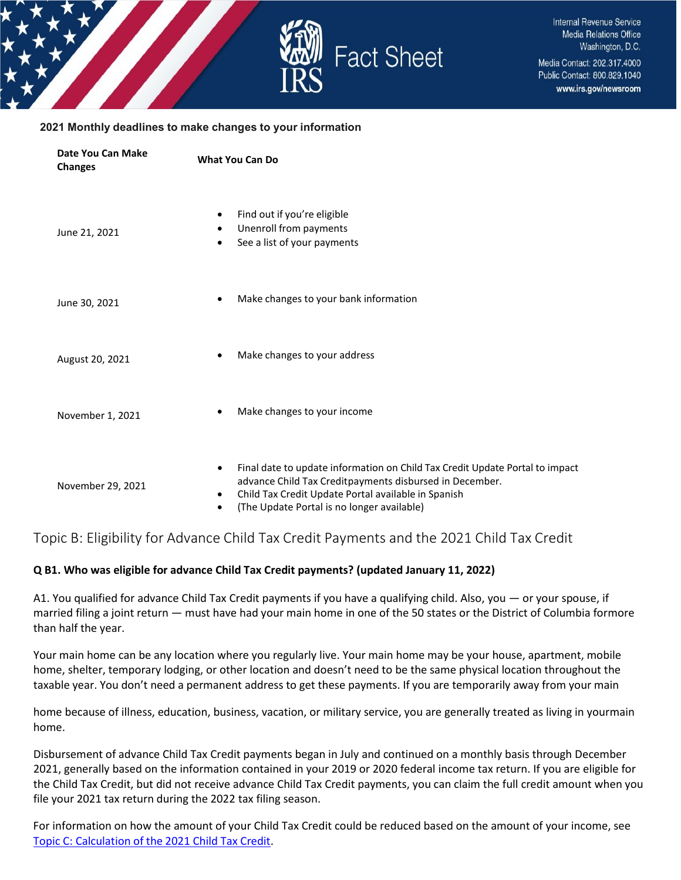**2021 Monthly deadlines to make changes to your information**

| Date You Can Make Changes | What You Can Do |
|---|---|
| June 21, 2021 | • Find out if you're eligible<br>• Unenroll from payments<br>• See a list of your payments |
| June 30, 2021 | • Make changes to your bank information |
| August 20, 2021 | • Make changes to your address |
| November 1, 2021 | • Make changes to your income |
| November 29, 2021 | • Final date to update information on Child Tax Credit Update Portal to impact advance Child Tax Creditpayments disbursed in December.<br>• Child Tax Credit Update Portal available in Spanish<br>• (The Update Portal is no longer available) |

## Topic B: Eligibility for Advance Child Tax Credit Payments and the 2021 Child Tax Credit

**Q B1. Who was eligible for advance Child Tax Credit payments? (updated January 11, 2022)**

A1. You qualified for advance Child Tax Credit payments if you have a qualifying child. Also, you — or your spouse, if married filing a joint return — must have had your main home in one of the 50 states or the District of Columbia formore than half the year.

Your main home can be any location where you regularly live. Your main home may be your house, apartment, mobile home, shelter, temporary lodging, or other location and doesn't need to be the same physical location throughout the taxable year. You don't need a permanent address to get these payments. If you are temporarily away from your main home because of illness, education, business, vacation, or military service, you are generally treated as living in yourmain home.

Disbursement of advance Child Tax Credit payments began in July and continued on a monthly basis through December 2021, generally based on the information contained in your 2019 or 2020 federal income tax return. If you are eligible for the Child Tax Credit, but did not receive advance Child Tax Credit payments, you can claim the full credit amount when you file your 2021 tax return during the 2022 tax filing season.

For information on how the amount of your Child Tax Credit could be reduced based on the amount of your income, see [Topic C: Calculation of the 2021 Child Tax Credit](#).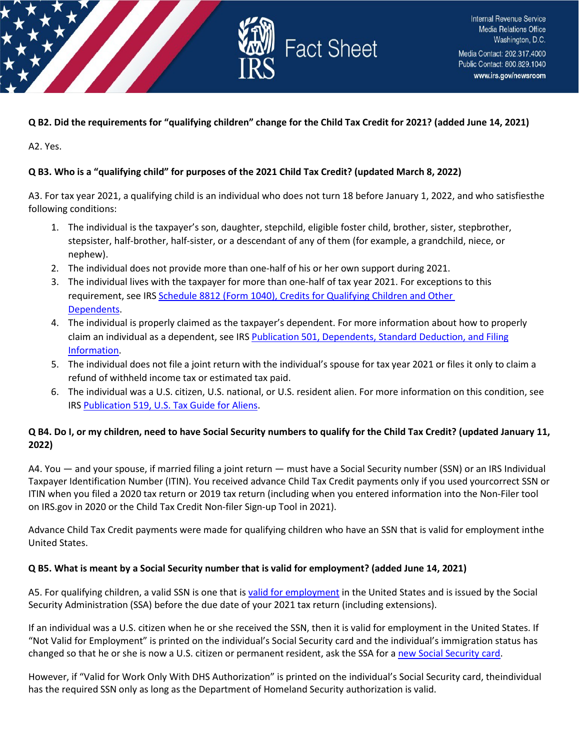**Q B2. Did the requirements for "qualifying children" change for the Child Tax Credit for 2021? (added June 14, 2021)**

A2. Yes.

**Q B3. Who is a "qualifying child" for purposes of the 2021 Child Tax Credit? (updated March 8, 2022)**

A3. For tax year 2021, a qualifying child is an individual who does not turn 18 before January 1, 2022, and who satisfiesthe following conditions:

1. The individual is the taxpayer's son, daughter, stepchild, eligible foster child, brother, sister, stepbrother, stepsister, half-brother, half-sister, or a descendant of any of them (for example, a grandchild, niece, or nephew).
2. The individual does not provide more than one-half of his or her own support during 2021.
3. The individual lives with the taxpayer for more than one-half of tax year 2021. For exceptions to this requirement, see IRS Schedule 8812 (Form 1040), Credits for Qualifying Children and Other Dependents.
4. The individual is properly claimed as the taxpayer's dependent. For more information about how to properly claim an individual as a dependent, see IRS Publication 501, Dependents, Standard Deduction, and Filing Information.
5. The individual does not file a joint return with the individual's spouse for tax year 2021 or files it only to claim a refund of withheld income tax or estimated tax paid.
6. The individual was a U.S. citizen, U.S. national, or U.S. resident alien. For more information on this condition, see IRS Publication 519, U.S. Tax Guide for Aliens.

**Q B4. Do I, or my children, need to have Social Security numbers to qualify for the Child Tax Credit? (updated January 11, 2022)**

A4. You — and your spouse, if married filing a joint return — must have a Social Security number (SSN) or an IRS Individual Taxpayer Identification Number (ITIN). You received advance Child Tax Credit payments only if you used yourcorrect SSN or ITIN when you filed a 2020 tax return or 2019 tax return (including when you entered information into the Non-Filer tool on IRS.gov in 2020 or the Child Tax Credit Non-filer Sign-up Tool in 2021).

Advance Child Tax Credit payments were made for qualifying children who have an SSN that is valid for employment inthe United States.

**Q B5. What is meant by a Social Security number that is valid for employment? (added June 14, 2021)**

A5. For qualifying children, a valid SSN is one that is valid for employment in the United States and is issued by the Social Security Administration (SSA) before the due date of your 2021 tax return (including extensions).

If an individual was a U.S. citizen when he or she received the SSN, then it is valid for employment in the United States. If "Not Valid for Employment" is printed on the individual's Social Security card and the individual's immigration status has changed so that he or she is now a U.S. citizen or permanent resident, ask the SSA for a new Social Security card.

However, if "Valid for Work Only With DHS Authorization" is printed on the individual's Social Security card, theindividual has the required SSN only as long as the Department of Homeland Security authorization is valid.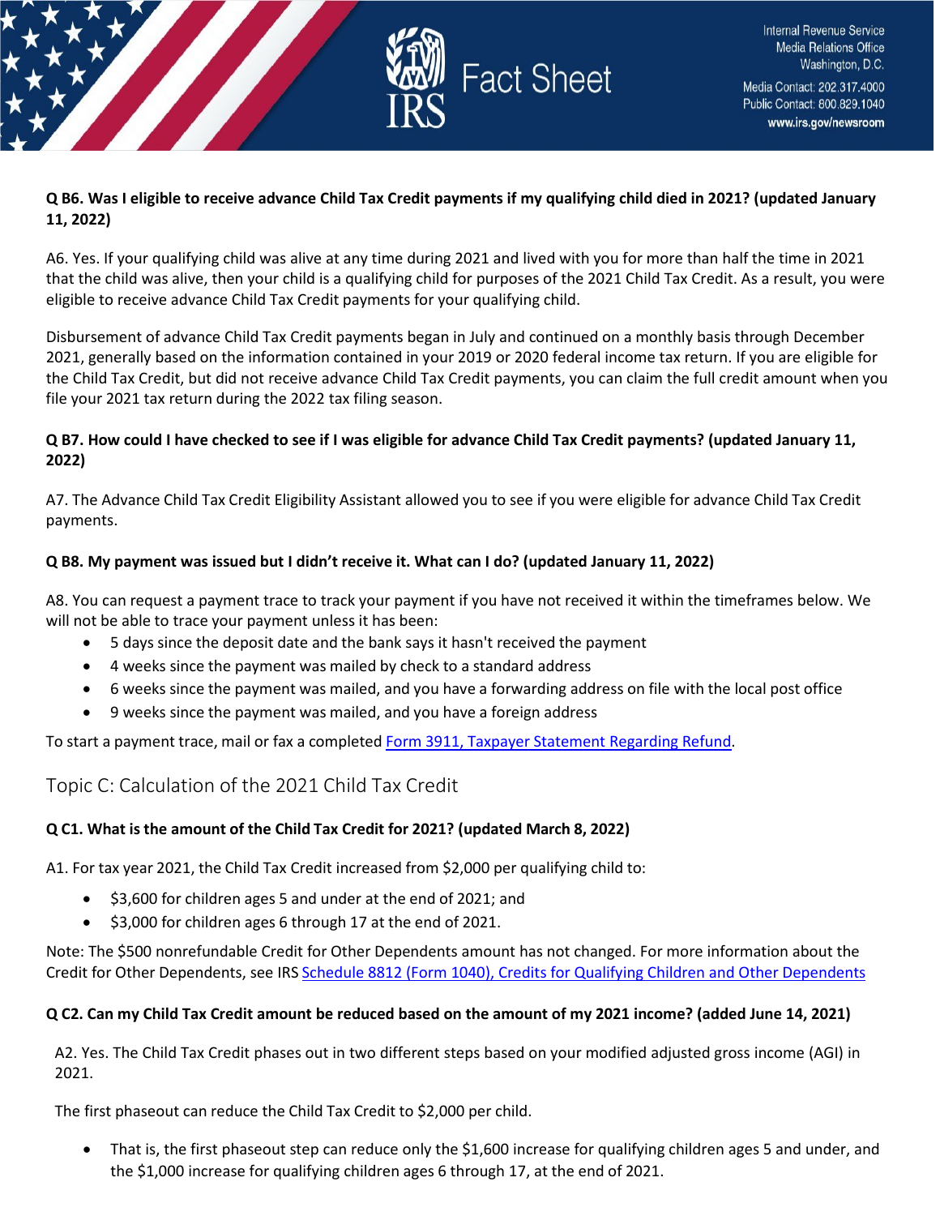**Q B6. Was I eligible to receive advance Child Tax Credit payments if my qualifying child died in 2021? (updated January 11, 2022)**

A6. Yes. If your qualifying child was alive at any time during 2021 and lived with you for more than half the time in 2021 that the child was alive, then your child is a qualifying child for purposes of the 2021 Child Tax Credit. As a result, you were eligible to receive advance Child Tax Credit payments for your qualifying child.

Disbursement of advance Child Tax Credit payments began in July and continued on a monthly basis through December 2021, generally based on the information contained in your 2019 or 2020 federal income tax return. If you are eligible for the Child Tax Credit, but did not receive advance Child Tax Credit payments, you can claim the full credit amount when you file your 2021 tax return during the 2022 tax filing season.

**Q B7. How could I have checked to see if I was eligible for advance Child Tax Credit payments? (updated January 11, 2022)**

A7. The Advance Child Tax Credit Eligibility Assistant allowed you to see if you were eligible for advance Child Tax Credit payments.

**Q B8. My payment was issued but I didn't receive it. What can I do? (updated January 11, 2022)**

A8. You can request a payment trace to track your payment if you have not received it within the timeframes below. We will not be able to trace your payment unless it has been:

- 5 days since the deposit date and the bank says it hasn't received the payment
- 4 weeks since the payment was mailed by check to a standard address
- 6 weeks since the payment was mailed, and you have a forwarding address on file with the local post office
- 9 weeks since the payment was mailed, and you have a foreign address

To start a payment trace, mail or fax a completed Form 3911, Taxpayer Statement Regarding Refund.

## Topic C: Calculation of the 2021 Child Tax Credit

**Q C1. What is the amount of the Child Tax Credit for 2021? (updated March 8, 2022)**

A1. For tax year 2021, the Child Tax Credit increased from $2,000 per qualifying child to:

- $3,600 for children ages 5 and under at the end of 2021; and
- $3,000 for children ages 6 through 17 at the end of 2021.

Note: The $500 nonrefundable Credit for Other Dependents amount has not changed. For more information about the Credit for Other Dependents, see IRS Schedule 8812 (Form 1040), Credits for Qualifying Children and Other Dependents

**Q C2. Can my Child Tax Credit amount be reduced based on the amount of my 2021 income? (added June 14, 2021)**

A2. Yes. The Child Tax Credit phases out in two different steps based on your modified adjusted gross income (AGI) in 2021.

The first phaseout can reduce the Child Tax Credit to $2,000 per child.

- That is, the first phaseout step can reduce only the $1,600 increase for qualifying children ages 5 and under, and the $1,000 increase for qualifying children ages 6 through 17, at the end of 2021.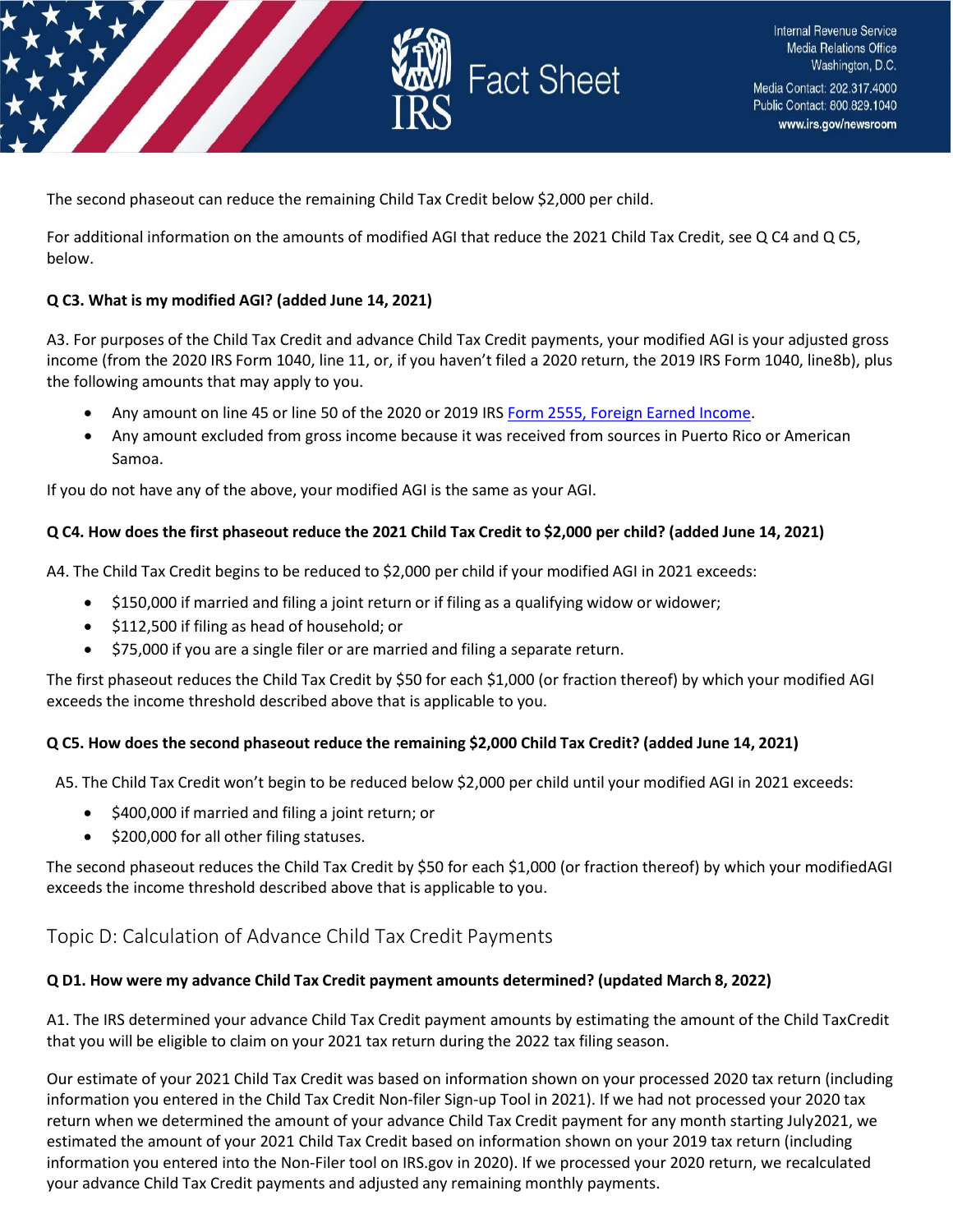The second phaseout can reduce the remaining Child Tax Credit below $2,000 per child.

For additional information on the amounts of modified AGI that reduce the 2021 Child Tax Credit, see Q C4 and Q C5, below.

**Q C3. What is my modified AGI? (added June 14, 2021)**

A3. For purposes of the Child Tax Credit and advance Child Tax Credit payments, your modified AGI is your adjusted gross income (from the 2020 IRS Form 1040, line 11, or, if you haven't filed a 2020 return, the 2019 IRS Form 1040, line8b), plus the following amounts that may apply to you.

- Any amount on line 45 or line 50 of the 2020 or 2019 IRS Form 2555, Foreign Earned Income.
- Any amount excluded from gross income because it was received from sources in Puerto Rico or American Samoa.

If you do not have any of the above, your modified AGI is the same as your AGI.

**Q C4. How does the first phaseout reduce the 2021 Child Tax Credit to $2,000 per child? (added June 14, 2021)**

A4. The Child Tax Credit begins to be reduced to $2,000 per child if your modified AGI in 2021 exceeds:

- $150,000 if married and filing a joint return or if filing as a qualifying widow or widower;
- $112,500 if filing as head of household; or
- $75,000 if you are a single filer or are married and filing a separate return.

The first phaseout reduces the Child Tax Credit by $50 for each $1,000 (or fraction thereof) by which your modified AGI exceeds the income threshold described above that is applicable to you.

**Q C5. How does the second phaseout reduce the remaining $2,000 Child Tax Credit? (added June 14, 2021)**

A5. The Child Tax Credit won't begin to be reduced below $2,000 per child until your modified AGI in 2021 exceeds:

- $400,000 if married and filing a joint return; or
- $200,000 for all other filing statuses.

The second phaseout reduces the Child Tax Credit by $50 for each $1,000 (or fraction thereof) by which your modifiedAGI exceeds the income threshold described above that is applicable to you.

## Topic D: Calculation of Advance Child Tax Credit Payments

**Q D1. How were my advance Child Tax Credit payment amounts determined? (updated March 8, 2022)**

A1. The IRS determined your advance Child Tax Credit payment amounts by estimating the amount of the Child TaxCredit that you will be eligible to claim on your 2021 tax return during the 2022 tax filing season.

Our estimate of your 2021 Child Tax Credit was based on information shown on your processed 2020 tax return (including information you entered in the Child Tax Credit Non-filer Sign-up Tool in 2021). If we had not processed your 2020 tax return when we determined the amount of your advance Child Tax Credit payment for any month starting July2021, we estimated the amount of your 2021 Child Tax Credit based on information shown on your 2019 tax return (including information you entered into the Non-Filer tool on IRS.gov in 2020). If we processed your 2020 return, we recalculated your advance Child Tax Credit payments and adjusted any remaining monthly payments.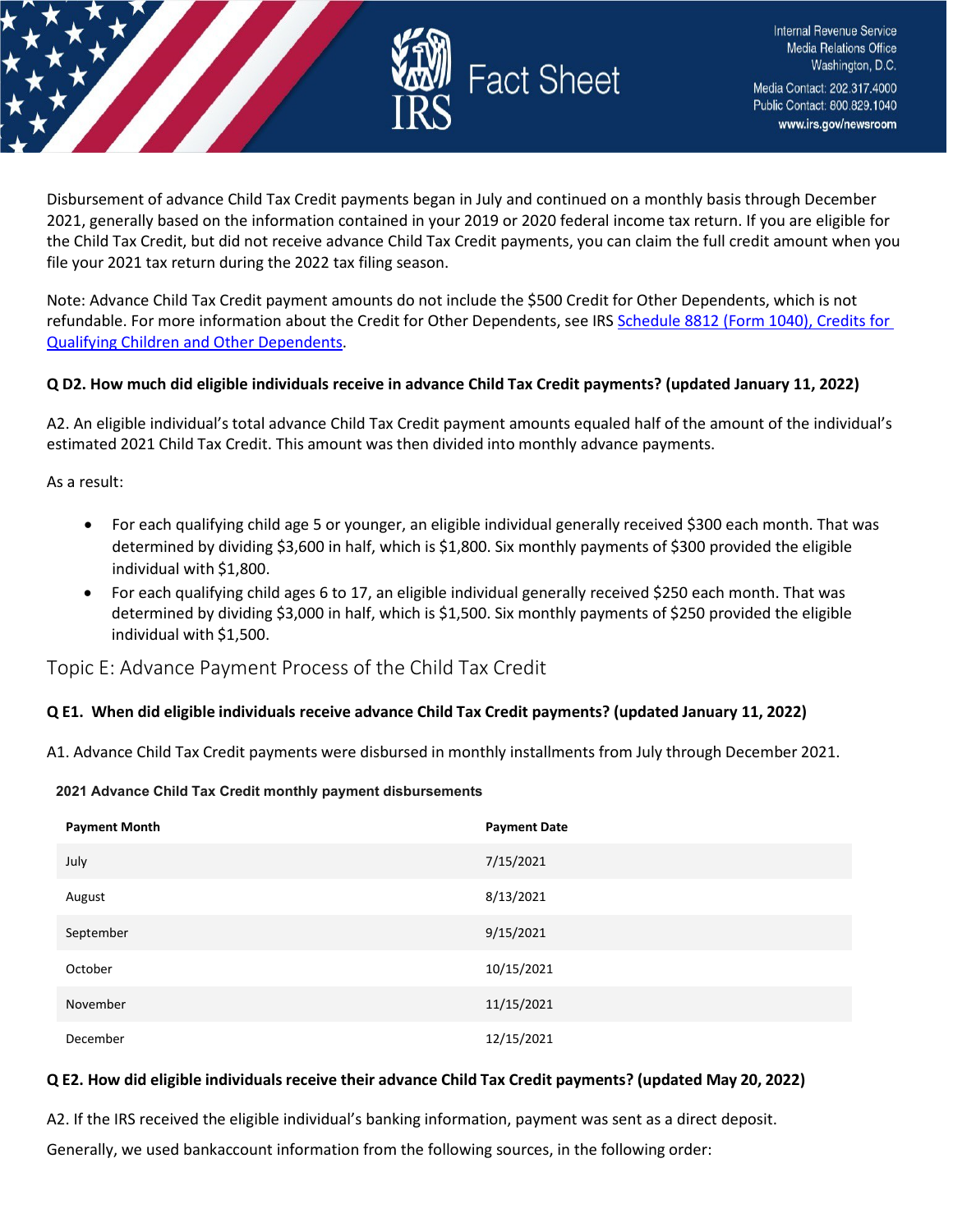Disbursement of advance Child Tax Credit payments began in July and continued on a monthly basis through December 2021, generally based on the information contained in your 2019 or 2020 federal income tax return. If you are eligible for the Child Tax Credit, but did not receive advance Child Tax Credit payments, you can claim the full credit amount when you file your 2021 tax return during the 2022 tax filing season.

Note: Advance Child Tax Credit payment amounts do not include the $500 Credit for Other Dependents, which is not refundable. For more information about the Credit for Other Dependents, see IRS Schedule 8812 (Form 1040), Credits for Qualifying Children and Other Dependents.

**Q D2. How much did eligible individuals receive in advance Child Tax Credit payments? (updated January 11, 2022)**

A2. An eligible individual's total advance Child Tax Credit payment amounts equaled half of the amount of the individual's estimated 2021 Child Tax Credit. This amount was then divided into monthly advance payments.

As a result:

- For each qualifying child age 5 or younger, an eligible individual generally received $300 each month. That was determined by dividing $3,600 in half, which is $1,800. Six monthly payments of $300 provided the eligible individual with $1,800.
- For each qualifying child ages 6 to 17, an eligible individual generally received $250 each month. That was determined by dividing $3,000 in half, which is $1,500. Six monthly payments of $250 provided the eligible individual with $1,500.

## Topic E: Advance Payment Process of the Child Tax Credit

**Q E1. When did eligible individuals receive advance Child Tax Credit payments? (updated January 11, 2022)**

A1. Advance Child Tax Credit payments were disbursed in monthly installments from July through December 2021.

**2021 Advance Child Tax Credit monthly payment disbursements**

| Payment Month | Payment Date |
| --- | --- |
| July | 7/15/2021 |
| August | 8/13/2021 |
| September | 9/15/2021 |
| October | 10/15/2021 |
| November | 11/15/2021 |
| December | 12/15/2021 |

**Q E2. How did eligible individuals receive their advance Child Tax Credit payments? (updated May 20, 2022)**

A2. If the IRS received the eligible individual's banking information, payment was sent as a direct deposit.

Generally, we used bankaccount information from the following sources, in the following order: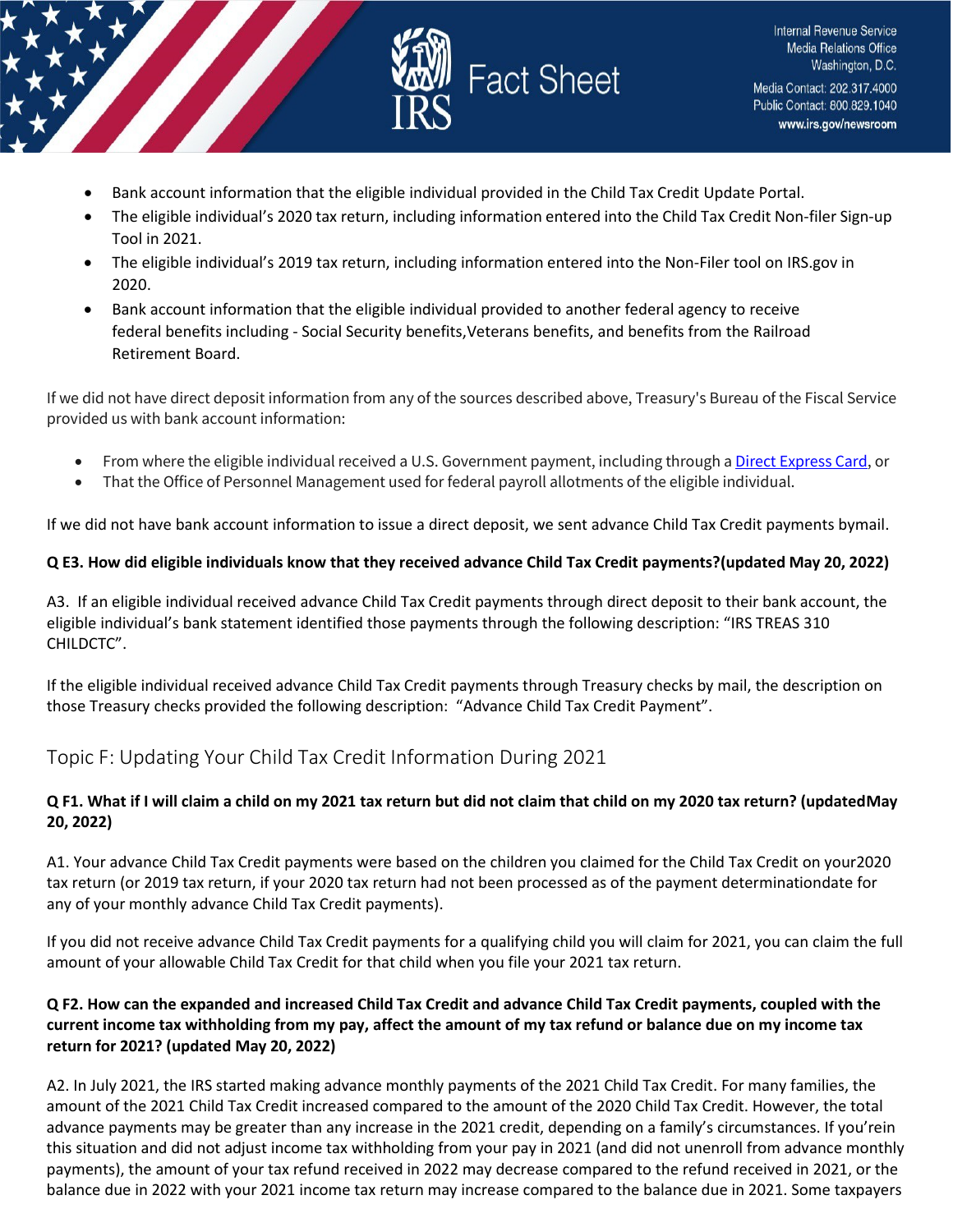- Bank account information that the eligible individual provided in the Child Tax Credit Update Portal.
- The eligible individual's 2020 tax return, including information entered into the Child Tax Credit Non-filer Sign-up Tool in 2021.
- The eligible individual's 2019 tax return, including information entered into the Non-Filer tool on IRS.gov in 2020.
- Bank account information that the eligible individual provided to another federal agency to receive federal benefits including - Social Security benefits,Veterans benefits, and benefits from the Railroad Retirement Board.

If we did not have direct deposit information from any of the sources described above, Treasury's Bureau of the Fiscal Service provided us with bank account information:

- From where the eligible individual received a U.S. Government payment, including through a Direct Express Card, or
- That the Office of Personnel Management used for federal payroll allotments of the eligible individual.

If we did not have bank account information to issue a direct deposit, we sent advance Child Tax Credit payments bymail.

**Q E3. How did eligible individuals know that they received advance Child Tax Credit payments?(updated May 20, 2022)**

A3. If an eligible individual received advance Child Tax Credit payments through direct deposit to their bank account, the eligible individual's bank statement identified those payments through the following description: "IRS TREAS 310 CHILDCTC".

If the eligible individual received advance Child Tax Credit payments through Treasury checks by mail, the description on those Treasury checks provided the following description: "Advance Child Tax Credit Payment".

## Topic F: Updating Your Child Tax Credit Information During 2021

**Q F1. What if I will claim a child on my 2021 tax return but did not claim that child on my 2020 tax return? (updatedMay 20, 2022)**

A1. Your advance Child Tax Credit payments were based on the children you claimed for the Child Tax Credit on your2020 tax return (or 2019 tax return, if your 2020 tax return had not been processed as of the payment determinationdate for any of your monthly advance Child Tax Credit payments).

If you did not receive advance Child Tax Credit payments for a qualifying child you will claim for 2021, you can claim the full amount of your allowable Child Tax Credit for that child when you file your 2021 tax return.

**Q F2. How can the expanded and increased Child Tax Credit and advance Child Tax Credit payments, coupled with the current income tax withholding from my pay, affect the amount of my tax refund or balance due on my income tax return for 2021? (updated May 20, 2022)**

A2. In July 2021, the IRS started making advance monthly payments of the 2021 Child Tax Credit. For many families, the amount of the 2021 Child Tax Credit increased compared to the amount of the 2020 Child Tax Credit. However, the total advance payments may be greater than any increase in the 2021 credit, depending on a family's circumstances. If you'rein this situation and did not adjust income tax withholding from your pay in 2021 (and did not unenroll from advance monthly payments), the amount of your tax refund received in 2022 may decrease compared to the refund received in 2021, or the balance due in 2022 with your 2021 income tax return may increase compared to the balance due in 2021. Some taxpayers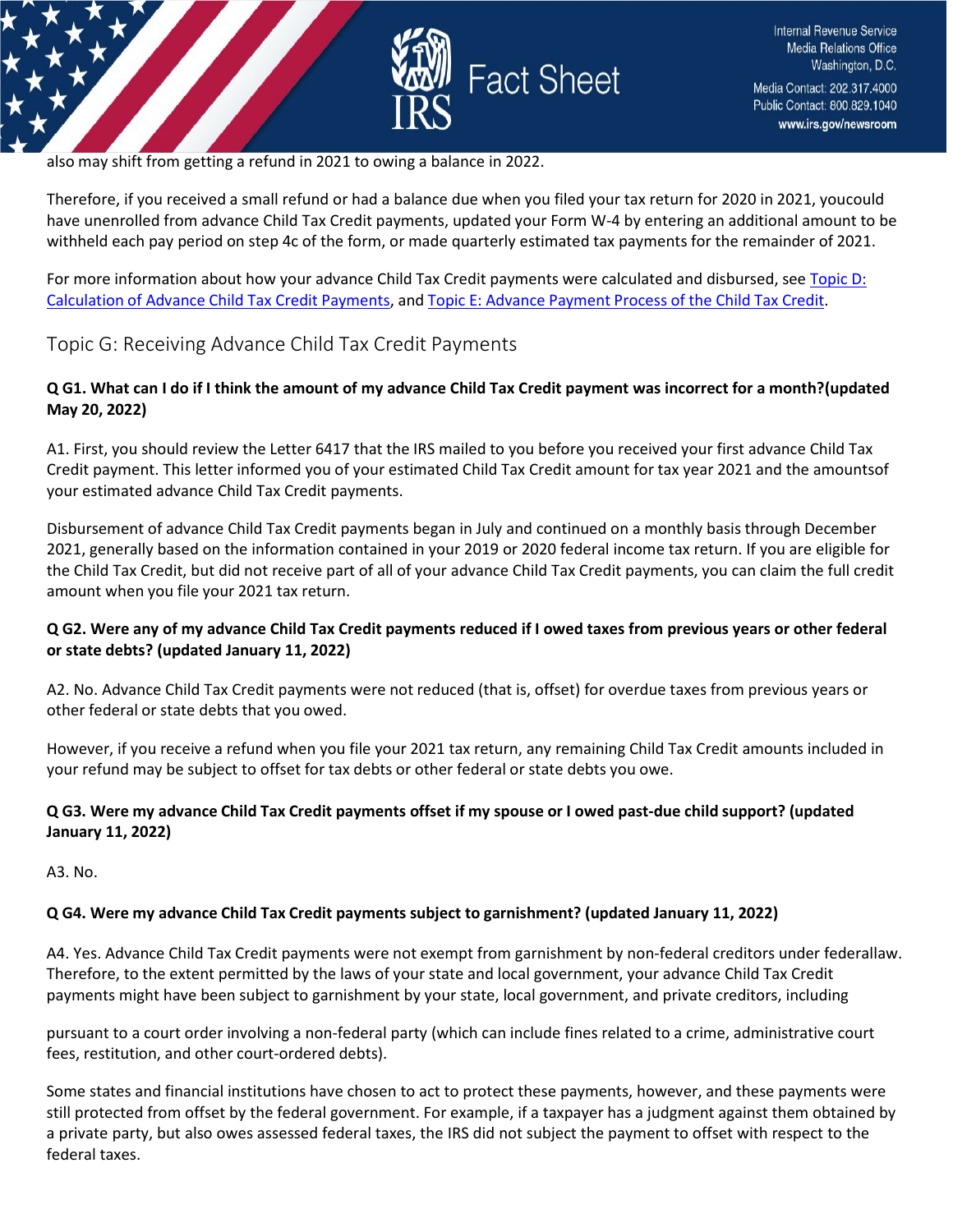also may shift from getting a refund in 2021 to owing a balance in 2022.

Therefore, if you received a small refund or had a balance due when you filed your tax return for 2020 in 2021, youcould have unenrolled from advance Child Tax Credit payments, updated your Form W-4 by entering an additional amount to be withheld each pay period on step 4c of the form, or made quarterly estimated tax payments for the remainder of 2021.

For more information about how your advance Child Tax Credit payments were calculated and disbursed, see Topic D: Calculation of Advance Child Tax Credit Payments, and Topic E: Advance Payment Process of the Child Tax Credit.

## Topic G: Receiving Advance Child Tax Credit Payments

**Q G1. What can I do if I think the amount of my advance Child Tax Credit payment was incorrect for a month?(updated May 20, 2022)**

A1. First, you should review the Letter 6417 that the IRS mailed to you before you received your first advance Child Tax Credit payment. This letter informed you of your estimated Child Tax Credit amount for tax year 2021 and the amountsof your estimated advance Child Tax Credit payments.

Disbursement of advance Child Tax Credit payments began in July and continued on a monthly basis through December 2021, generally based on the information contained in your 2019 or 2020 federal income tax return. If you are eligible for the Child Tax Credit, but did not receive part of all of your advance Child Tax Credit payments, you can claim the full credit amount when you file your 2021 tax return.

**Q G2. Were any of my advance Child Tax Credit payments reduced if I owed taxes from previous years or other federal or state debts? (updated January 11, 2022)**

A2. No. Advance Child Tax Credit payments were not reduced (that is, offset) for overdue taxes from previous years or other federal or state debts that you owed.

However, if you receive a refund when you file your 2021 tax return, any remaining Child Tax Credit amounts included in your refund may be subject to offset for tax debts or other federal or state debts you owe.

**Q G3. Were my advance Child Tax Credit payments offset if my spouse or I owed past-due child support? (updated January 11, 2022)**

A3. No.

**Q G4. Were my advance Child Tax Credit payments subject to garnishment? (updated January 11, 2022)**

A4. Yes. Advance Child Tax Credit payments were not exempt from garnishment by non-federal creditors under federallaw. Therefore, to the extent permitted by the laws of your state and local government, your advance Child Tax Credit payments might have been subject to garnishment by your state, local government, and private creditors, including

pursuant to a court order involving a non-federal party (which can include fines related to a crime, administrative court fees, restitution, and other court-ordered debts).

Some states and financial institutions have chosen to act to protect these payments, however, and these payments were still protected from offset by the federal government. For example, if a taxpayer has a judgment against them obtained by a private party, but also owes assessed federal taxes, the IRS did not subject the payment to offset with respect to the federal taxes.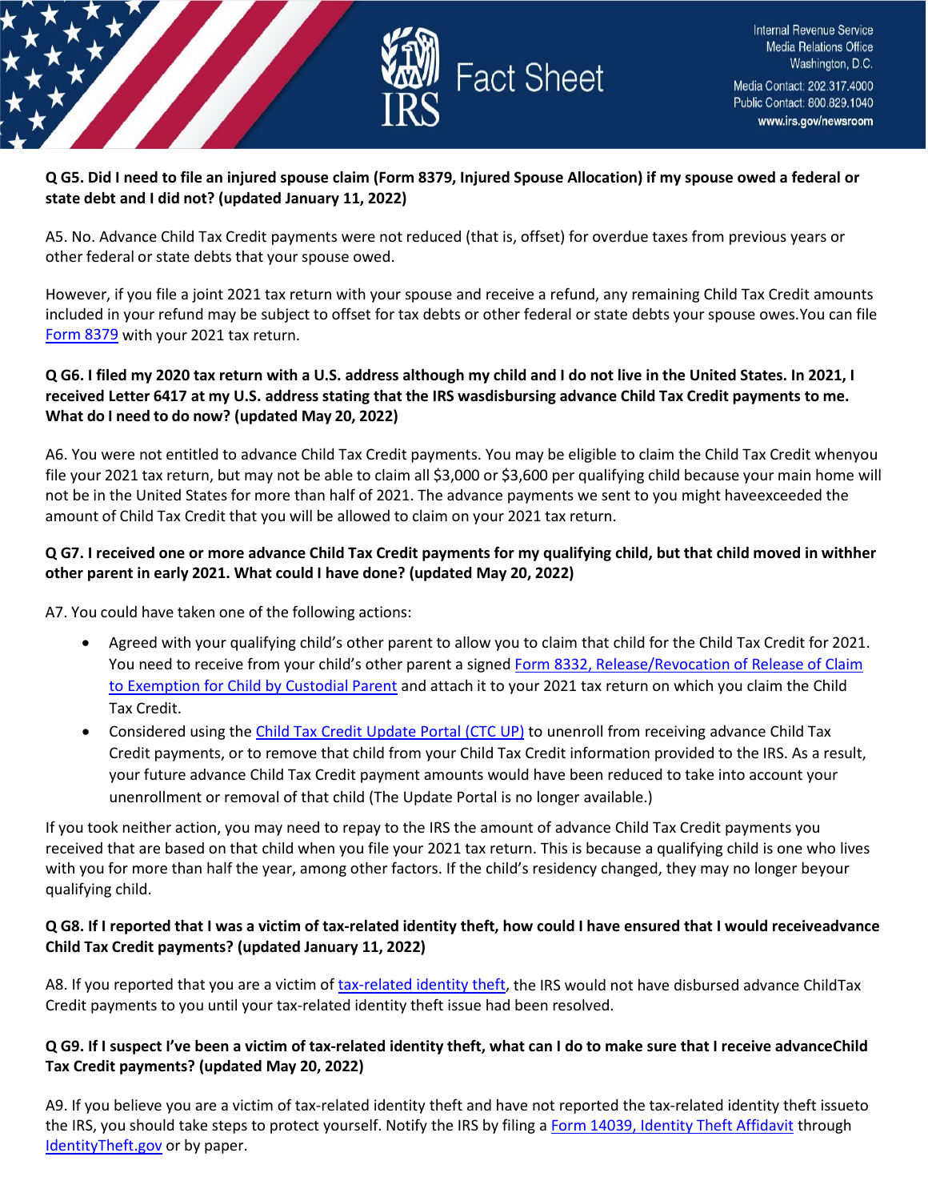**Q G5. Did I need to file an injured spouse claim (Form 8379, Injured Spouse Allocation) if my spouse owed a federal or state debt and I did not? (updated January 11, 2022)**

A5. No. Advance Child Tax Credit payments were not reduced (that is, offset) for overdue taxes from previous years or other federal or state debts that your spouse owed.

However, if you file a joint 2021 tax return with your spouse and receive a refund, any remaining Child Tax Credit amounts included in your refund may be subject to offset for tax debts or other federal or state debts your spouse owes.You can file Form 8379 with your 2021 tax return.

**Q G6. I filed my 2020 tax return with a U.S. address although my child and I do not live in the United States. In 2021, I received Letter 6417 at my U.S. address stating that the IRS wasdisbursing advance Child Tax Credit payments to me. What do I need to do now? (updated May 20, 2022)**

A6. You were not entitled to advance Child Tax Credit payments. You may be eligible to claim the Child Tax Credit whenyou file your 2021 tax return, but may not be able to claim all $3,000 or $3,600 per qualifying child because your main home will not be in the United States for more than half of 2021. The advance payments we sent to you might haveexceeded the amount of Child Tax Credit that you will be allowed to claim on your 2021 tax return.

**Q G7. I received one or more advance Child Tax Credit payments for my qualifying child, but that child moved in withher other parent in early 2021. What could I have done? (updated May 20, 2022)**

A7. You could have taken one of the following actions:

- Agreed with your qualifying child's other parent to allow you to claim that child for the Child Tax Credit for 2021. You need to receive from your child's other parent a signed Form 8332, Release/Revocation of Release of Claim to Exemption for Child by Custodial Parent and attach it to your 2021 tax return on which you claim the Child Tax Credit.
- Considered using the Child Tax Credit Update Portal (CTC UP) to unenroll from receiving advance Child Tax Credit payments, or to remove that child from your Child Tax Credit information provided to the IRS. As a result, your future advance Child Tax Credit payment amounts would have been reduced to take into account your unenrollment or removal of that child (The Update Portal is no longer available.)

If you took neither action, you may need to repay to the IRS the amount of advance Child Tax Credit payments you received that are based on that child when you file your 2021 tax return. This is because a qualifying child is one who lives with you for more than half the year, among other factors. If the child's residency changed, they may no longer beyour qualifying child.

**Q G8. If I reported that I was a victim of tax-related identity theft, how could I have ensured that I would receiveadvance Child Tax Credit payments? (updated January 11, 2022)**

A8. If you reported that you are a victim of tax-related identity theft, the IRS would not have disbursed advance ChildTax Credit payments to you until your tax-related identity theft issue had been resolved.

**Q G9. If I suspect I've been a victim of tax-related identity theft, what can I do to make sure that I receive advanceChild Tax Credit payments? (updated May 20, 2022)**

A9. If you believe you are a victim of tax-related identity theft and have not reported the tax-related identity theft issueto the IRS, you should take steps to protect yourself. Notify the IRS by filing a Form 14039, Identity Theft Affidavit through IdentityTheft.gov or by paper.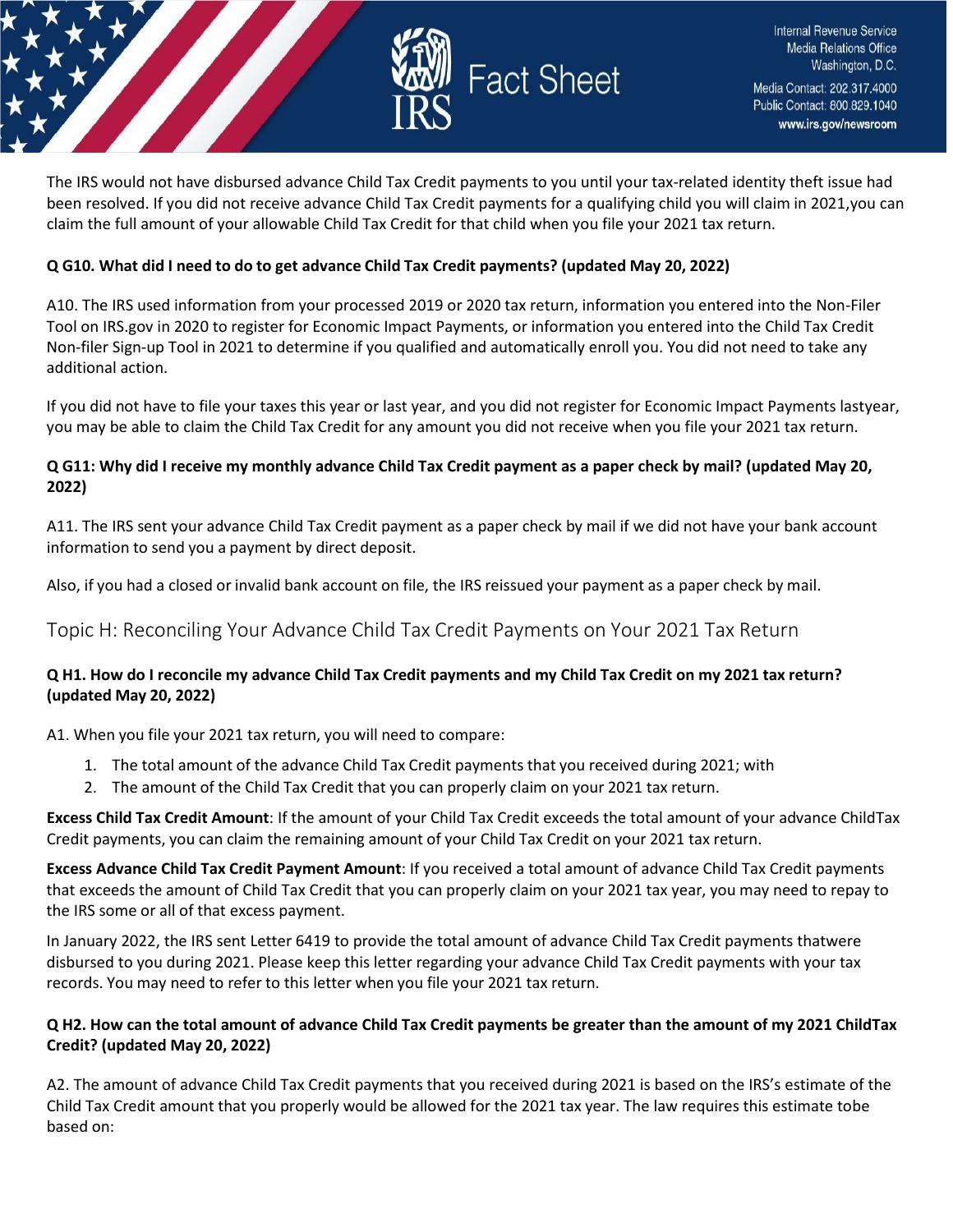The IRS would not have disbursed advance Child Tax Credit payments to you until your tax-related identity theft issue had been resolved. If you did not receive advance Child Tax Credit payments for a qualifying child you will claim in 2021,you can claim the full amount of your allowable Child Tax Credit for that child when you file your 2021 tax return.

**Q G10. What did I need to do to get advance Child Tax Credit payments? (updated May 20, 2022)**

A10. The IRS used information from your processed 2019 or 2020 tax return, information you entered into the Non-Filer Tool on IRS.gov in 2020 to register for Economic Impact Payments, or information you entered into the Child Tax Credit Non-filer Sign-up Tool in 2021 to determine if you qualified and automatically enroll you. You did not need to take any additional action.

If you did not have to file your taxes this year or last year, and you did not register for Economic Impact Payments lastyear, you may be able to claim the Child Tax Credit for any amount you did not receive when you file your 2021 tax return.

**Q G11: Why did I receive my monthly advance Child Tax Credit payment as a paper check by mail? (updated May 20, 2022)**

A11. The IRS sent your advance Child Tax Credit payment as a paper check by mail if we did not have your bank account information to send you a payment by direct deposit.

Also, if you had a closed or invalid bank account on file, the IRS reissued your payment as a paper check by mail.

## Topic H: Reconciling Your Advance Child Tax Credit Payments on Your 2021 Tax Return

**Q H1. How do I reconcile my advance Child Tax Credit payments and my Child Tax Credit on my 2021 tax return? (updated May 20, 2022)**

A1. When you file your 2021 tax return, you will need to compare:

1. The total amount of the advance Child Tax Credit payments that you received during 2021; with
2. The amount of the Child Tax Credit that you can properly claim on your 2021 tax return.

**Excess Child Tax Credit Amount**: If the amount of your Child Tax Credit exceeds the total amount of your advance ChildTax Credit payments, you can claim the remaining amount of your Child Tax Credit on your 2021 tax return.

**Excess Advance Child Tax Credit Payment Amount**: If you received a total amount of advance Child Tax Credit payments that exceeds the amount of Child Tax Credit that you can properly claim on your 2021 tax year, you may need to repay to the IRS some or all of that excess payment.

In January 2022, the IRS sent Letter 6419 to provide the total amount of advance Child Tax Credit payments thatwere disbursed to you during 2021. Please keep this letter regarding your advance Child Tax Credit payments with your tax records. You may need to refer to this letter when you file your 2021 tax return.

**Q H2. How can the total amount of advance Child Tax Credit payments be greater than the amount of my 2021 ChildTax Credit? (updated May 20, 2022)**

A2. The amount of advance Child Tax Credit payments that you received during 2021 is based on the IRS's estimate of the Child Tax Credit amount that you properly would be allowed for the 2021 tax year. The law requires this estimate tobe based on: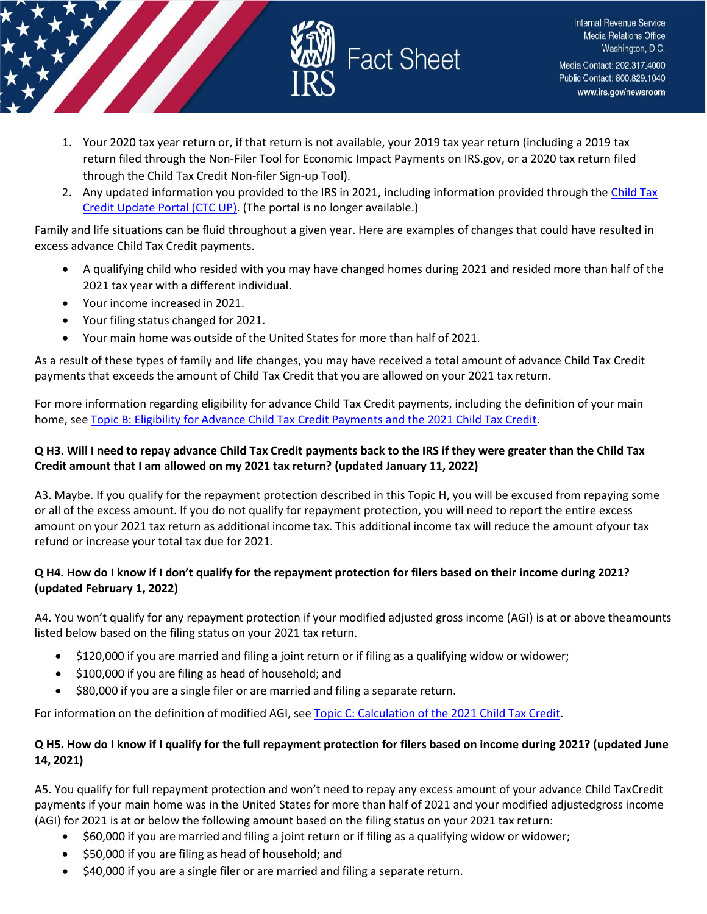1. Your 2020 tax year return or, if that return is not available, your 2019 tax year return (including a 2019 tax return filed through the Non-Filer Tool for Economic Impact Payments on IRS.gov, or a 2020 tax return filed through the Child Tax Credit Non-filer Sign-up Tool).
2. Any updated information you provided to the IRS in 2021, including information provided through the Child Tax Credit Update Portal (CTC UP). (The portal is no longer available.)

Family and life situations can be fluid throughout a given year. Here are examples of changes that could have resulted in excess advance Child Tax Credit payments.

- A qualifying child who resided with you may have changed homes during 2021 and resided more than half of the 2021 tax year with a different individual.
- Your income increased in 2021.
- Your filing status changed for 2021.
- Your main home was outside of the United States for more than half of 2021.

As a result of these types of family and life changes, you may have received a total amount of advance Child Tax Credit payments that exceeds the amount of Child Tax Credit that you are allowed on your 2021 tax return.

For more information regarding eligibility for advance Child Tax Credit payments, including the definition of your main home, see Topic B: Eligibility for Advance Child Tax Credit Payments and the 2021 Child Tax Credit.

**Q H3. Will I need to repay advance Child Tax Credit payments back to the IRS if they were greater than the Child Tax Credit amount that I am allowed on my 2021 tax return? (updated January 11, 2022)**

A3. Maybe. If you qualify for the repayment protection described in this Topic H, you will be excused from repaying some or all of the excess amount. If you do not qualify for repayment protection, you will need to report the entire excess amount on your 2021 tax return as additional income tax. This additional income tax will reduce the amount ofyour tax refund or increase your total tax due for 2021.

**Q H4. How do I know if I don't qualify for the repayment protection for filers based on their income during 2021? (updated February 1, 2022)**

A4. You won't qualify for any repayment protection if your modified adjusted gross income (AGI) is at or above theamounts listed below based on the filing status on your 2021 tax return.

- $120,000 if you are married and filing a joint return or if filing as a qualifying widow or widower;
- $100,000 if you are filing as head of household; and
- $80,000 if you are a single filer or are married and filing a separate return.

For information on the definition of modified AGI, see Topic C: Calculation of the 2021 Child Tax Credit.

**Q H5. How do I know if I qualify for the full repayment protection for filers based on income during 2021? (updated June 14, 2021)**

A5. You qualify for full repayment protection and won't need to repay any excess amount of your advance Child TaxCredit payments if your main home was in the United States for more than half of 2021 and your modified adjustedgross income (AGI) for 2021 is at or below the following amount based on the filing status on your 2021 tax return:

- $60,000 if you are married and filing a joint return or if filing as a qualifying widow or widower;
- $50,000 if you are filing as head of household; and
- $40,000 if you are a single filer or are married and filing a separate return.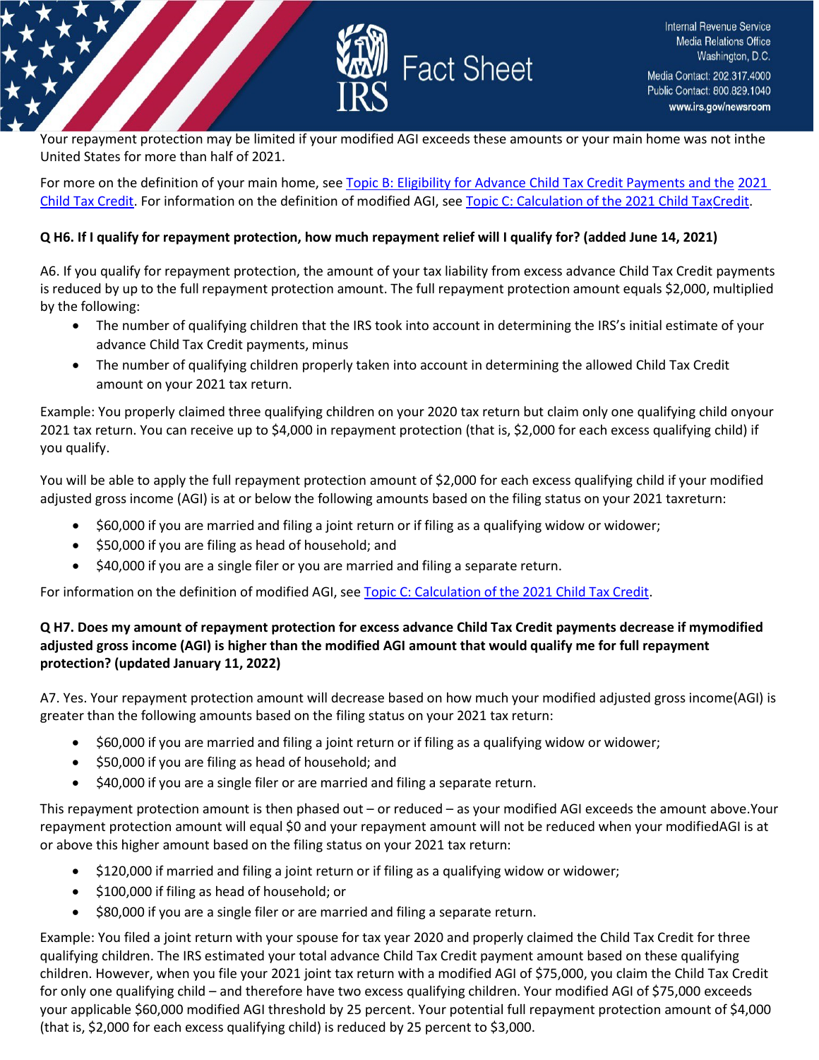Your repayment protection may be limited if your modified AGI exceeds these amounts or your main home was not inthe United States for more than half of 2021.

For more on the definition of your main home, see Topic B: Eligibility for Advance Child Tax Credit Payments and the 2021 Child Tax Credit. For information on the definition of modified AGI, see Topic C: Calculation of the 2021 Child TaxCredit.

**Q H6. If I qualify for repayment protection, how much repayment relief will I qualify for? (added June 14, 2021)**

A6. If you qualify for repayment protection, the amount of your tax liability from excess advance Child Tax Credit payments is reduced by up to the full repayment protection amount. The full repayment protection amount equals $2,000, multiplied by the following:

- The number of qualifying children that the IRS took into account in determining the IRS's initial estimate of your advance Child Tax Credit payments, minus
- The number of qualifying children properly taken into account in determining the allowed Child Tax Credit amount on your 2021 tax return.

Example: You properly claimed three qualifying children on your 2020 tax return but claim only one qualifying child onyour 2021 tax return. You can receive up to $4,000 in repayment protection (that is, $2,000 for each excess qualifying child) if you qualify.

You will be able to apply the full repayment protection amount of $2,000 for each excess qualifying child if your modified adjusted gross income (AGI) is at or below the following amounts based on the filing status on your 2021 taxreturn:

- $60,000 if you are married and filing a joint return or if filing as a qualifying widow or widower;
- $50,000 if you are filing as head of household; and
- $40,000 if you are a single filer or you are married and filing a separate return.

For information on the definition of modified AGI, see Topic C: Calculation of the 2021 Child Tax Credit.

**Q H7. Does my amount of repayment protection for excess advance Child Tax Credit payments decrease if mymodified adjusted gross income (AGI) is higher than the modified AGI amount that would qualify me for full repayment protection? (updated January 11, 2022)**

A7. Yes. Your repayment protection amount will decrease based on how much your modified adjusted gross income(AGI) is greater than the following amounts based on the filing status on your 2021 tax return:

- $60,000 if you are married and filing a joint return or if filing as a qualifying widow or widower;
- $50,000 if you are filing as head of household; and
- $40,000 if you are a single filer or are married and filing a separate return.

This repayment protection amount is then phased out – or reduced – as your modified AGI exceeds the amount above.Your repayment protection amount will equal $0 and your repayment amount will not be reduced when your modifiedAGI is at or above this higher amount based on the filing status on your 2021 tax return:

- $120,000 if married and filing a joint return or if filing as a qualifying widow or widower;
- $100,000 if filing as head of household; or
- $80,000 if you are a single filer or are married and filing a separate return.

Example: You filed a joint return with your spouse for tax year 2020 and properly claimed the Child Tax Credit for three qualifying children. The IRS estimated your total advance Child Tax Credit payment amount based on these qualifying children. However, when you file your 2021 joint tax return with a modified AGI of $75,000, you claim the Child Tax Credit for only one qualifying child – and therefore have two excess qualifying children. Your modified AGI of $75,000 exceeds your applicable $60,000 modified AGI threshold by 25 percent. Your potential full repayment protection amount of $4,000 (that is, $2,000 for each excess qualifying child) is reduced by 25 percent to $3,000.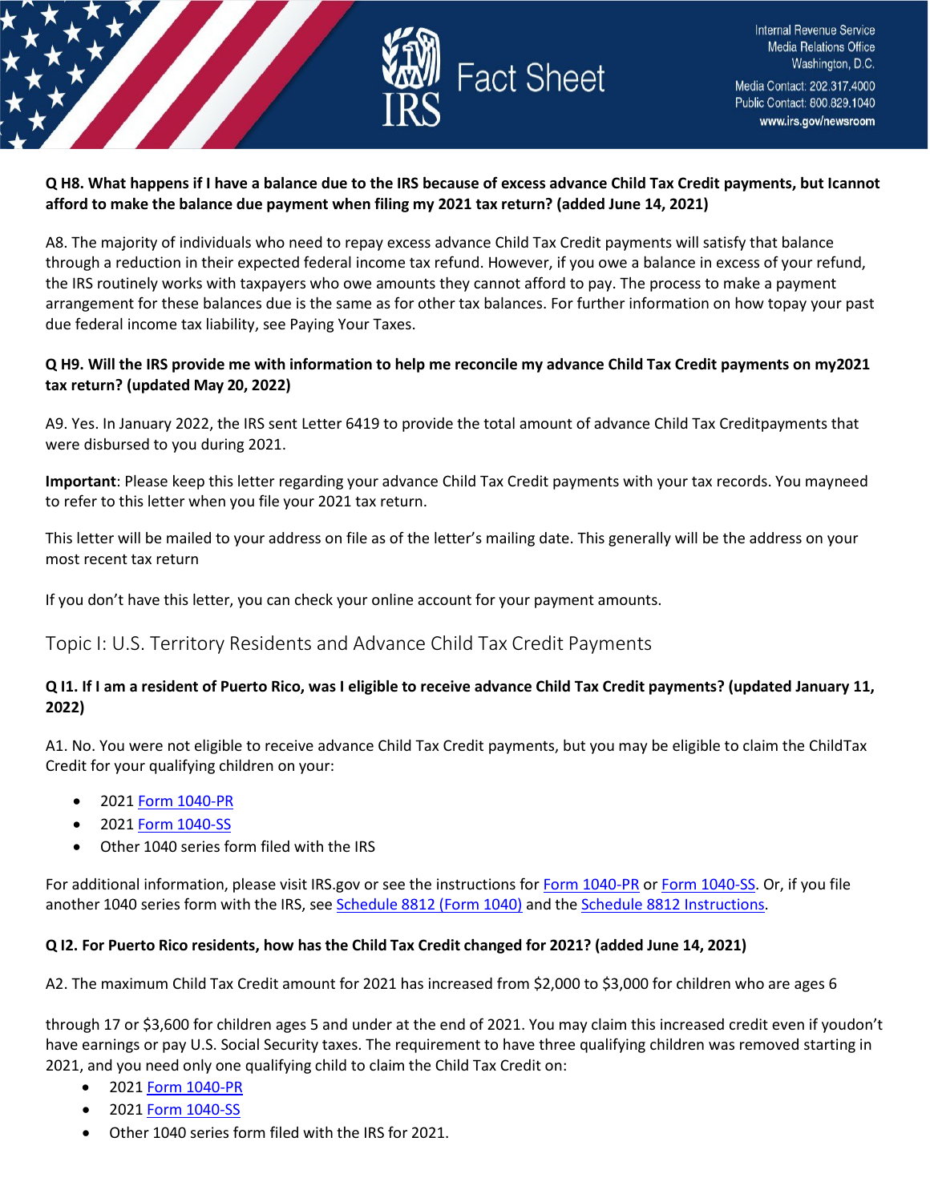**Q H8. What happens if I have a balance due to the IRS because of excess advance Child Tax Credit payments, but Icannot afford to make the balance due payment when filing my 2021 tax return? (added June 14, 2021)**

A8. The majority of individuals who need to repay excess advance Child Tax Credit payments will satisfy that balance through a reduction in their expected federal income tax refund. However, if you owe a balance in excess of your refund, the IRS routinely works with taxpayers who owe amounts they cannot afford to pay. The process to make a payment arrangement for these balances due is the same as for other tax balances. For further information on how topay your past due federal income tax liability, see Paying Your Taxes.

**Q H9. Will the IRS provide me with information to help me reconcile my advance Child Tax Credit payments on my2021 tax return? (updated May 20, 2022)**

A9. Yes. In January 2022, the IRS sent Letter 6419 to provide the total amount of advance Child Tax Creditpayments that were disbursed to you during 2021.

**Important**: Please keep this letter regarding your advance Child Tax Credit payments with your tax records. You mayneed to refer to this letter when you file your 2021 tax return.

This letter will be mailed to your address on file as of the letter's mailing date. This generally will be the address on your most recent tax return

If you don't have this letter, you can check your online account for your payment amounts.

## Topic I: U.S. Territory Residents and Advance Child Tax Credit Payments

**Q I1. If I am a resident of Puerto Rico, was I eligible to receive advance Child Tax Credit payments? (updated January 11, 2022)**

A1. No. You were not eligible to receive advance Child Tax Credit payments, but you may be eligible to claim the ChildTax Credit for your qualifying children on your:

- 2021 Form 1040-PR
- 2021 Form 1040-SS
- Other 1040 series form filed with the IRS

For additional information, please visit IRS.gov or see the instructions for Form 1040-PR or Form 1040-SS. Or, if you file another 1040 series form with the IRS, see Schedule 8812 (Form 1040) and the Schedule 8812 Instructions.

**Q I2. For Puerto Rico residents, how has the Child Tax Credit changed for 2021? (added June 14, 2021)**

A2. The maximum Child Tax Credit amount for 2021 has increased from $2,000 to $3,000 for children who are ages 6 through 17 or $3,600 for children ages 5 and under at the end of 2021. You may claim this increased credit even if youdon't have earnings or pay U.S. Social Security taxes. The requirement to have three qualifying children was removed starting in 2021, and you need only one qualifying child to claim the Child Tax Credit on:

- 2021 Form 1040-PR
- 2021 Form 1040-SS
- Other 1040 series form filed with the IRS for 2021.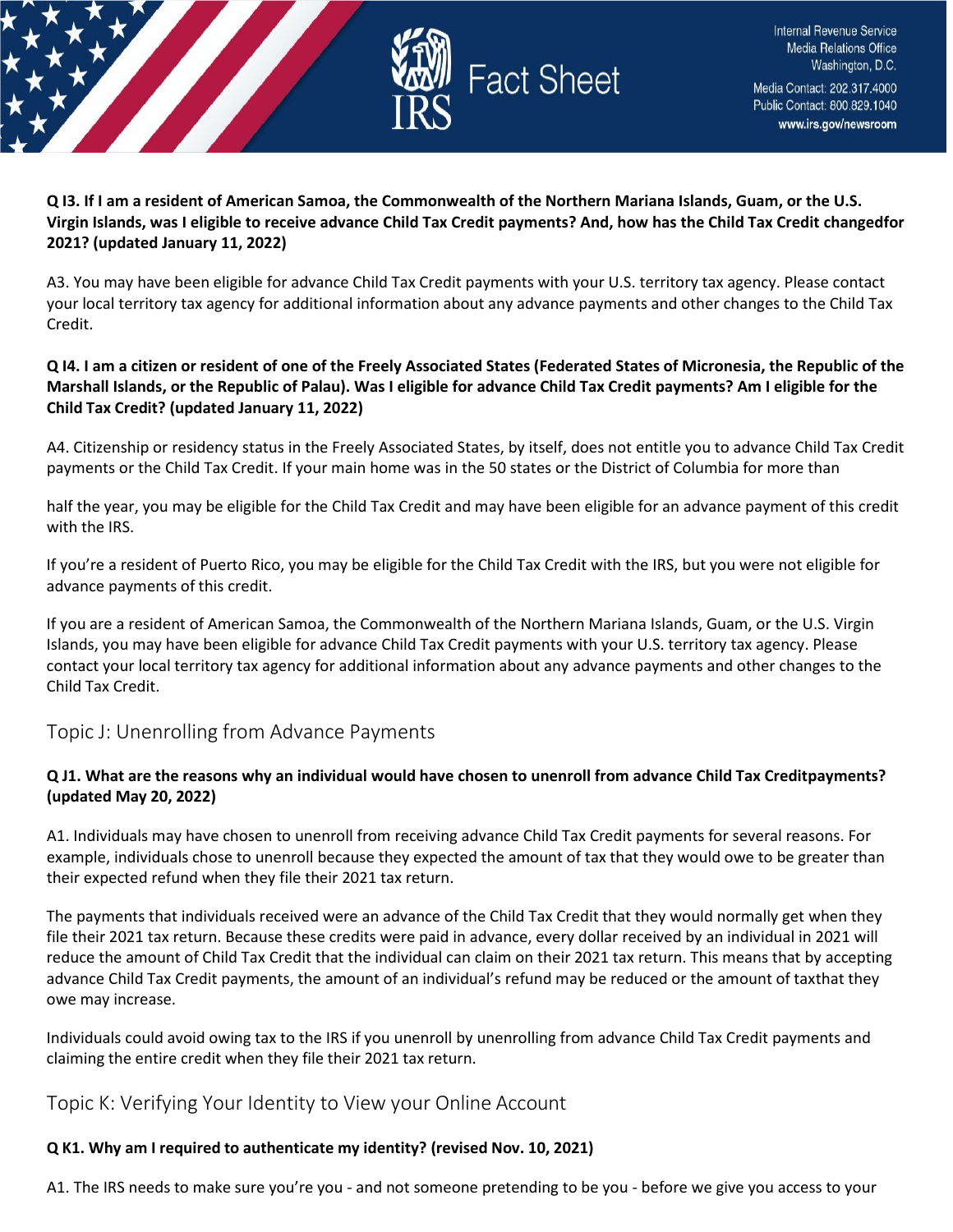**Q I3. If I am a resident of American Samoa, the Commonwealth of the Northern Mariana Islands, Guam, or the U.S. Virgin Islands, was I eligible to receive advance Child Tax Credit payments? And, how has the Child Tax Credit changedfor 2021? (updated January 11, 2022)**

A3. You may have been eligible for advance Child Tax Credit payments with your U.S. territory tax agency. Please contact your local territory tax agency for additional information about any advance payments and other changes to the Child Tax Credit.

**Q I4. I am a citizen or resident of one of the Freely Associated States (Federated States of Micronesia, the Republic of the Marshall Islands, or the Republic of Palau). Was I eligible for advance Child Tax Credit payments? Am I eligible for the Child Tax Credit? (updated January 11, 2022)**

A4. Citizenship or residency status in the Freely Associated States, by itself, does not entitle you to advance Child Tax Credit payments or the Child Tax Credit. If your main home was in the 50 states or the District of Columbia for more than half the year, you may be eligible for the Child Tax Credit and may have been eligible for an advance payment of this credit with the IRS.

If you're a resident of Puerto Rico, you may be eligible for the Child Tax Credit with the IRS, but you were not eligible for advance payments of this credit.

If you are a resident of American Samoa, the Commonwealth of the Northern Mariana Islands, Guam, or the U.S. Virgin Islands, you may have been eligible for advance Child Tax Credit payments with your U.S. territory tax agency. Please contact your local territory tax agency for additional information about any advance payments and other changes to the Child Tax Credit.

## Topic J: Unenrolling from Advance Payments

**Q J1. What are the reasons why an individual would have chosen to unenroll from advance Child Tax Creditpayments? (updated May 20, 2022)**

A1. Individuals may have chosen to unenroll from receiving advance Child Tax Credit payments for several reasons. For example, individuals chose to unenroll because they expected the amount of tax that they would owe to be greater than their expected refund when they file their 2021 tax return.

The payments that individuals received were an advance of the Child Tax Credit that they would normally get when they file their 2021 tax return. Because these credits were paid in advance, every dollar received by an individual in 2021 will reduce the amount of Child Tax Credit that the individual can claim on their 2021 tax return. This means that by accepting advance Child Tax Credit payments, the amount of an individual's refund may be reduced or the amount of taxthat they owe may increase.

Individuals could avoid owing tax to the IRS if you unenroll by unenrolling from advance Child Tax Credit payments and claiming the entire credit when they file their 2021 tax return.

## Topic K: Verifying Your Identity to View your Online Account

**Q K1. Why am I required to authenticate my identity? (revised Nov. 10, 2021)**

A1. The IRS needs to make sure you're you - and not someone pretending to be you - before we give you access to your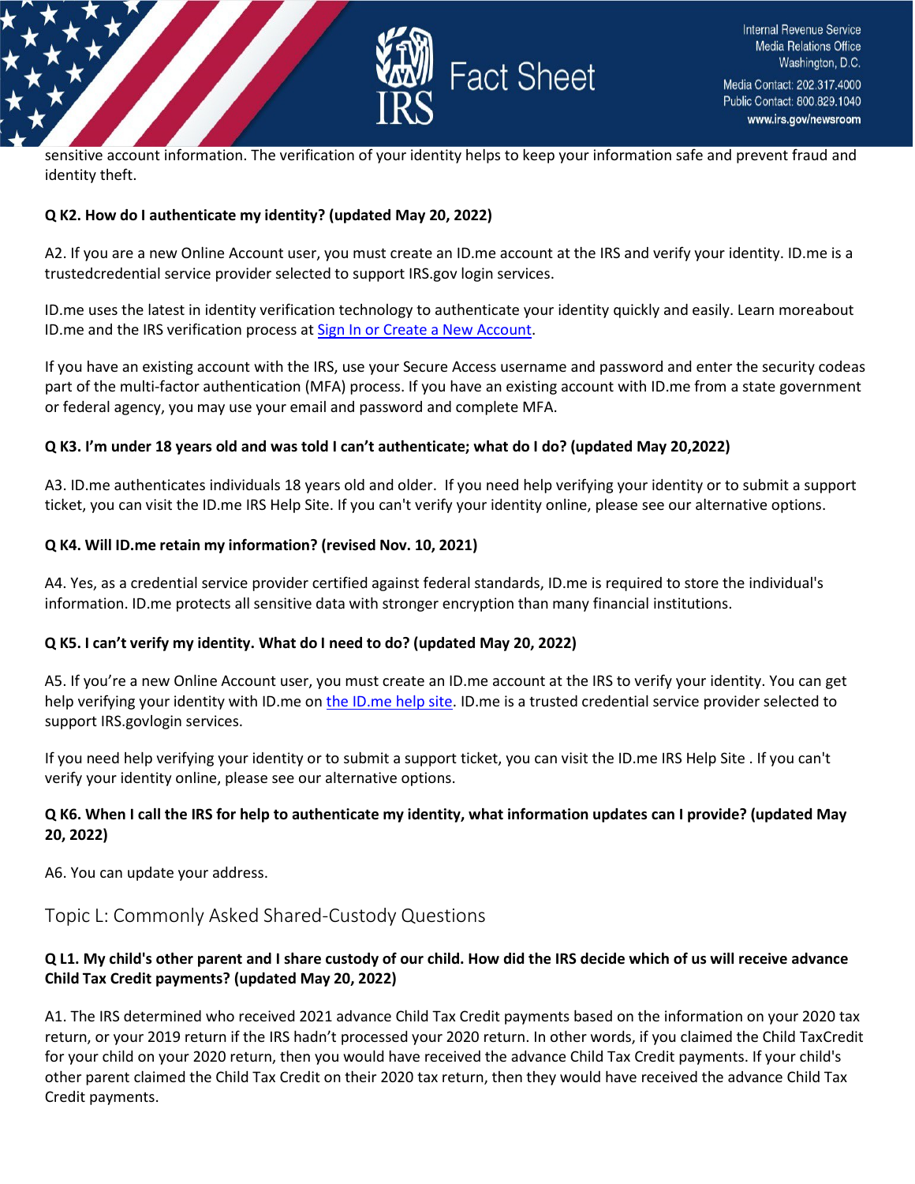sensitive account information. The verification of your identity helps to keep your information safe and prevent fraud and identity theft.

**Q K2. How do I authenticate my identity? (updated May 20, 2022)**

A2. If you are a new Online Account user, you must create an ID.me account at the IRS and verify your identity. ID.me is a trustedcredential service provider selected to support IRS.gov login services.

ID.me uses the latest in identity verification technology to authenticate your identity quickly and easily. Learn moreabout ID.me and the IRS verification process at [Sign In or Create a New Account](Sign In or Create a New Account).

If you have an existing account with the IRS, use your Secure Access username and password and enter the security codeas part of the multi-factor authentication (MFA) process. If you have an existing account with ID.me from a state government or federal agency, you may use your email and password and complete MFA.

**Q K3. I'm under 18 years old and was told I can't authenticate; what do I do? (updated May 20,2022)**

A3. ID.me authenticates individuals 18 years old and older. If you need help verifying your identity or to submit a support ticket, you can visit the ID.me IRS Help Site. If you can't verify your identity online, please see our alternative options.

**Q K4. Will ID.me retain my information? (revised Nov. 10, 2021)**

A4. Yes, as a credential service provider certified against federal standards, ID.me is required to store the individual's information. ID.me protects all sensitive data with stronger encryption than many financial institutions.

**Q K5. I can't verify my identity. What do I need to do? (updated May 20, 2022)**

A5. If you're a new Online Account user, you must create an ID.me account at the IRS to verify your identity. You can get help verifying your identity with ID.me on [the ID.me help site](the ID.me help site). ID.me is a trusted credential service provider selected to support IRS.govlogin services.

If you need help verifying your identity or to submit a support ticket, you can visit the ID.me IRS Help Site . If you can't verify your identity online, please see our alternative options.

**Q K6. When I call the IRS for help to authenticate my identity, what information updates can I provide? (updated May 20, 2022)**

A6. You can update your address.

## Topic L: Commonly Asked Shared-Custody Questions

**Q L1. My child's other parent and I share custody of our child. How did the IRS decide which of us will receive advance Child Tax Credit payments? (updated May 20, 2022)**

A1. The IRS determined who received 2021 advance Child Tax Credit payments based on the information on your 2020 tax return, or your 2019 return if the IRS hadn't processed your 2020 return. In other words, if you claimed the Child TaxCredit for your child on your 2020 return, then you would have received the advance Child Tax Credit payments. If your child's other parent claimed the Child Tax Credit on their 2020 tax return, then they would have received the advance Child Tax Credit payments.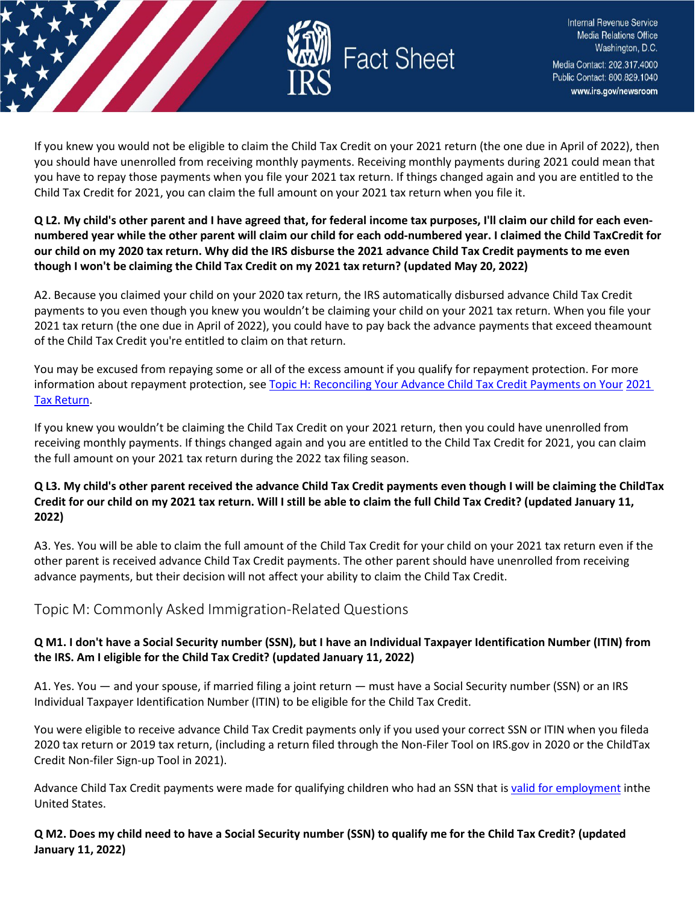If you knew you would not be eligible to claim the Child Tax Credit on your 2021 return (the one due in April of 2022), then you should have unenrolled from receiving monthly payments. Receiving monthly payments during 2021 could mean that you have to repay those payments when you file your 2021 tax return. If things changed again and you are entitled to the Child Tax Credit for 2021, you can claim the full amount on your 2021 tax return when you file it.

**Q L2. My child's other parent and I have agreed that, for federal income tax purposes, I'll claim our child for each even-numbered year while the other parent will claim our child for each odd-numbered year. I claimed the Child TaxCredit for our child on my 2020 tax return. Why did the IRS disburse the 2021 advance Child Tax Credit payments to me even though I won't be claiming the Child Tax Credit on my 2021 tax return? (updated May 20, 2022)**

A2. Because you claimed your child on your 2020 tax return, the IRS automatically disbursed advance Child Tax Credit payments to you even though you knew you wouldn't be claiming your child on your 2021 tax return. When you file your 2021 tax return (the one due in April of 2022), you could have to pay back the advance payments that exceed theamount of the Child Tax Credit you're entitled to claim on that return.

You may be excused from repaying some or all of the excess amount if you qualify for repayment protection. For more information about repayment protection, see [Topic H: Reconciling Your Advance Child Tax Credit Payments on Your 2021 Tax Return](#).

If you knew you wouldn't be claiming the Child Tax Credit on your 2021 return, then you could have unenrolled from receiving monthly payments. If things changed again and you are entitled to the Child Tax Credit for 2021, you can claim the full amount on your 2021 tax return during the 2022 tax filing season.

**Q L3. My child's other parent received the advance Child Tax Credit payments even though I will be claiming the ChildTax Credit for our child on my 2021 tax return. Will I still be able to claim the full Child Tax Credit? (updated January 11, 2022)**

A3. Yes. You will be able to claim the full amount of the Child Tax Credit for your child on your 2021 tax return even if the other parent is received advance Child Tax Credit payments. The other parent should have unenrolled from receiving advance payments, but their decision will not affect your ability to claim the Child Tax Credit.

## Topic M: Commonly Asked Immigration-Related Questions

**Q M1. I don't have a Social Security number (SSN), but I have an Individual Taxpayer Identification Number (ITIN) from the IRS. Am I eligible for the Child Tax Credit? (updated January 11, 2022)**

A1. Yes. You — and your spouse, if married filing a joint return — must have a Social Security number (SSN) or an IRS Individual Taxpayer Identification Number (ITIN) to be eligible for the Child Tax Credit.

You were eligible to receive advance Child Tax Credit payments only if you used your correct SSN or ITIN when you fileda 2020 tax return or 2019 tax return, (including a return filed through the Non-Filer Tool on IRS.gov in 2020 or the ChildTax Credit Non-filer Sign-up Tool in 2021).

Advance Child Tax Credit payments were made for qualifying children who had an SSN that is [valid for employment](#) inthe United States.

**Q M2. Does my child need to have a Social Security number (SSN) to qualify me for the Child Tax Credit? (updated January 11, 2022)**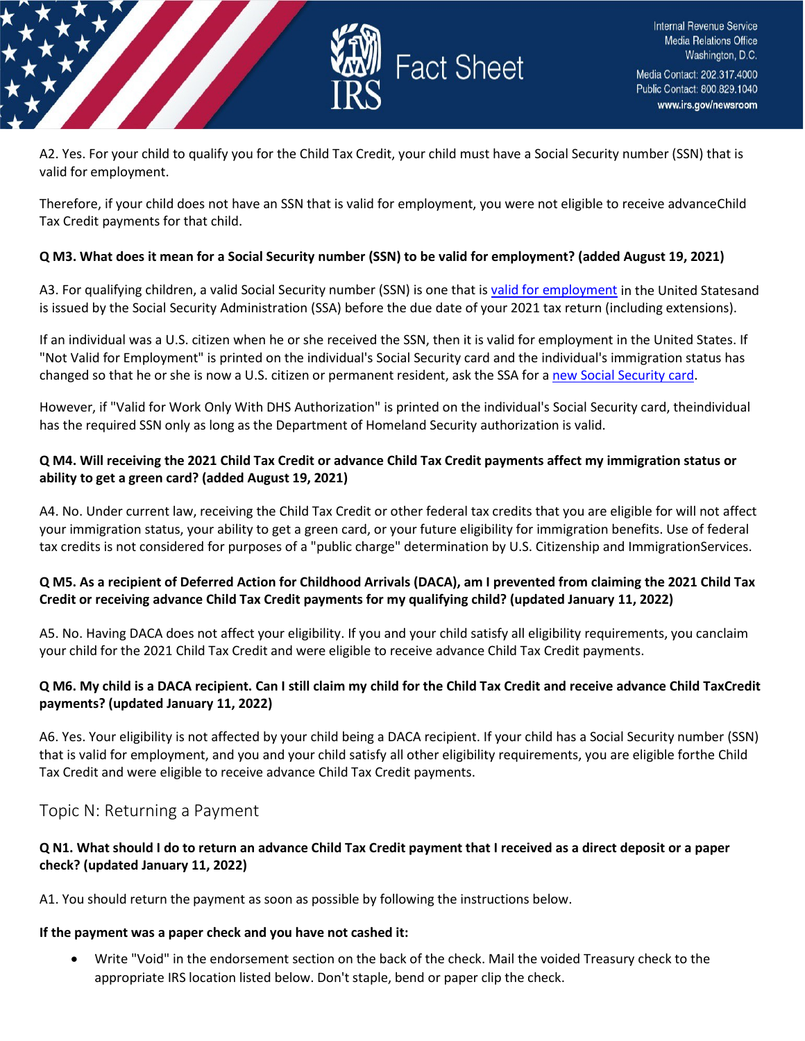A2. Yes. For your child to qualify you for the Child Tax Credit, your child must have a Social Security number (SSN) that is valid for employment.

Therefore, if your child does not have an SSN that is valid for employment, you were not eligible to receive advanceChild Tax Credit payments for that child.

**Q M3. What does it mean for a Social Security number (SSN) to be valid for employment? (added August 19, 2021)**

A3. For qualifying children, a valid Social Security number (SSN) is one that is [valid for employment](#) in the United Statesand is issued by the Social Security Administration (SSA) before the due date of your 2021 tax return (including extensions).

If an individual was a U.S. citizen when he or she received the SSN, then it is valid for employment in the United States. If "Not Valid for Employment" is printed on the individual's Social Security card and the individual's immigration status has changed so that he or she is now a U.S. citizen or permanent resident, ask the SSA for a [new Social Security card](#).

However, if "Valid for Work Only With DHS Authorization" is printed on the individual's Social Security card, theindividual has the required SSN only as long as the Department of Homeland Security authorization is valid.

**Q M4. Will receiving the 2021 Child Tax Credit or advance Child Tax Credit payments affect my immigration status or ability to get a green card? (added August 19, 2021)**

A4. No. Under current law, receiving the Child Tax Credit or other federal tax credits that you are eligible for will not affect your immigration status, your ability to get a green card, or your future eligibility for immigration benefits. Use of federal tax credits is not considered for purposes of a "public charge" determination by U.S. Citizenship and ImmigrationServices.

**Q M5. As a recipient of Deferred Action for Childhood Arrivals (DACA), am I prevented from claiming the 2021 Child Tax Credit or receiving advance Child Tax Credit payments for my qualifying child? (updated January 11, 2022)**

A5. No. Having DACA does not affect your eligibility. If you and your child satisfy all eligibility requirements, you canclaim your child for the 2021 Child Tax Credit and were eligible to receive advance Child Tax Credit payments.

**Q M6. My child is a DACA recipient. Can I still claim my child for the Child Tax Credit and receive advance Child TaxCredit payments? (updated January 11, 2022)**

A6. Yes. Your eligibility is not affected by your child being a DACA recipient. If your child has a Social Security number (SSN) that is valid for employment, and you and your child satisfy all other eligibility requirements, you are eligible forthe Child Tax Credit and were eligible to receive advance Child Tax Credit payments.

## Topic N: Returning a Payment

**Q N1. What should I do to return an advance Child Tax Credit payment that I received as a direct deposit or a paper check? (updated January 11, 2022)**

A1. You should return the payment as soon as possible by following the instructions below.

**If the payment was a paper check and you have not cashed it:**

- Write "Void" in the endorsement section on the back of the check. Mail the voided Treasury check to the appropriate IRS location listed below. Don't staple, bend or paper clip the check.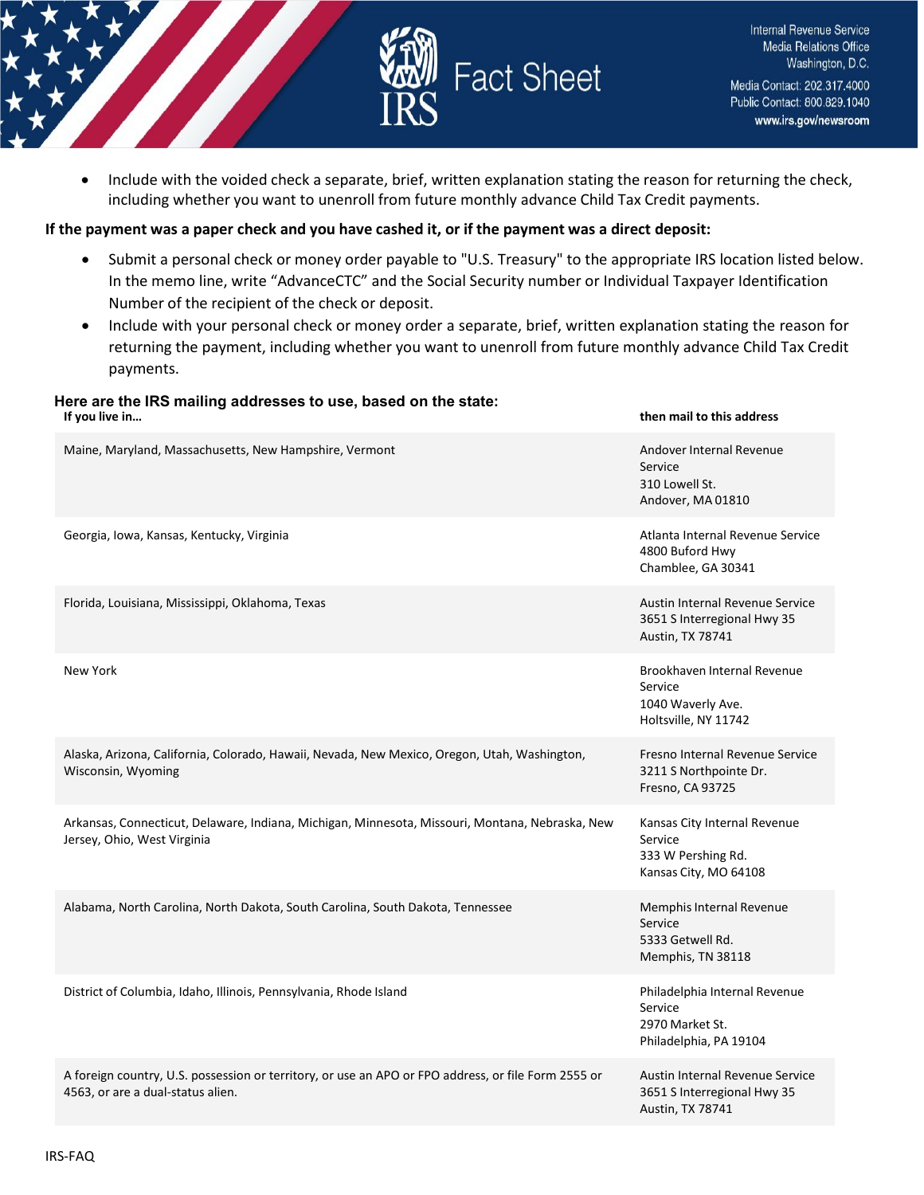- Include with the voided check a separate, brief, written explanation stating the reason for returning the check, including whether you want to unenroll from future monthly advance Child Tax Credit payments.

**If the payment was a paper check and you have cashed it, or if the payment was a direct deposit:**

- Submit a personal check or money order payable to "U.S. Treasury" to the appropriate IRS location listed below. In the memo line, write "AdvanceCTC" and the Social Security number or Individual Taxpayer Identification Number of the recipient of the check or deposit.
- Include with your personal check or money order a separate, brief, written explanation stating the reason for returning the payment, including whether you want to unenroll from future monthly advance Child Tax Credit payments.

**Here are the IRS mailing addresses to use, based on the state:**

| If you live in… | then mail to this address |
|---|---|
| Maine, Maryland, Massachusetts, New Hampshire, Vermont | Andover Internal Revenue Service<br>310 Lowell St.<br>Andover, MA 01810 |
| Georgia, Iowa, Kansas, Kentucky, Virginia | Atlanta Internal Revenue Service<br>4800 Buford Hwy<br>Chamblee, GA 30341 |
| Florida, Louisiana, Mississippi, Oklahoma, Texas | Austin Internal Revenue Service<br>3651 S Interregional Hwy 35<br>Austin, TX 78741 |
| New York | Brookhaven Internal Revenue Service<br>1040 Waverly Ave.<br>Holtsville, NY 11742 |
| Alaska, Arizona, California, Colorado, Hawaii, Nevada, New Mexico, Oregon, Utah, Washington, Wisconsin, Wyoming | Fresno Internal Revenue Service<br>3211 S Northpointe Dr.<br>Fresno, CA 93725 |
| Arkansas, Connecticut, Delaware, Indiana, Michigan, Minnesota, Missouri, Montana, Nebraska, New Jersey, Ohio, West Virginia | Kansas City Internal Revenue Service<br>333 W Pershing Rd.<br>Kansas City, MO 64108 |
| Alabama, North Carolina, North Dakota, South Carolina, South Dakota, Tennessee | Memphis Internal Revenue Service<br>5333 Getwell Rd.<br>Memphis, TN 38118 |
| District of Columbia, Idaho, Illinois, Pennsylvania, Rhode Island | Philadelphia Internal Revenue Service<br>2970 Market St.<br>Philadelphia, PA 19104 |
| A foreign country, U.S. possession or territory, or use an APO or FPO address, or file Form 2555 or 4563, or are a dual-status alien. | Austin Internal Revenue Service<br>3651 S Interregional Hwy 35<br>Austin, TX 78741 |